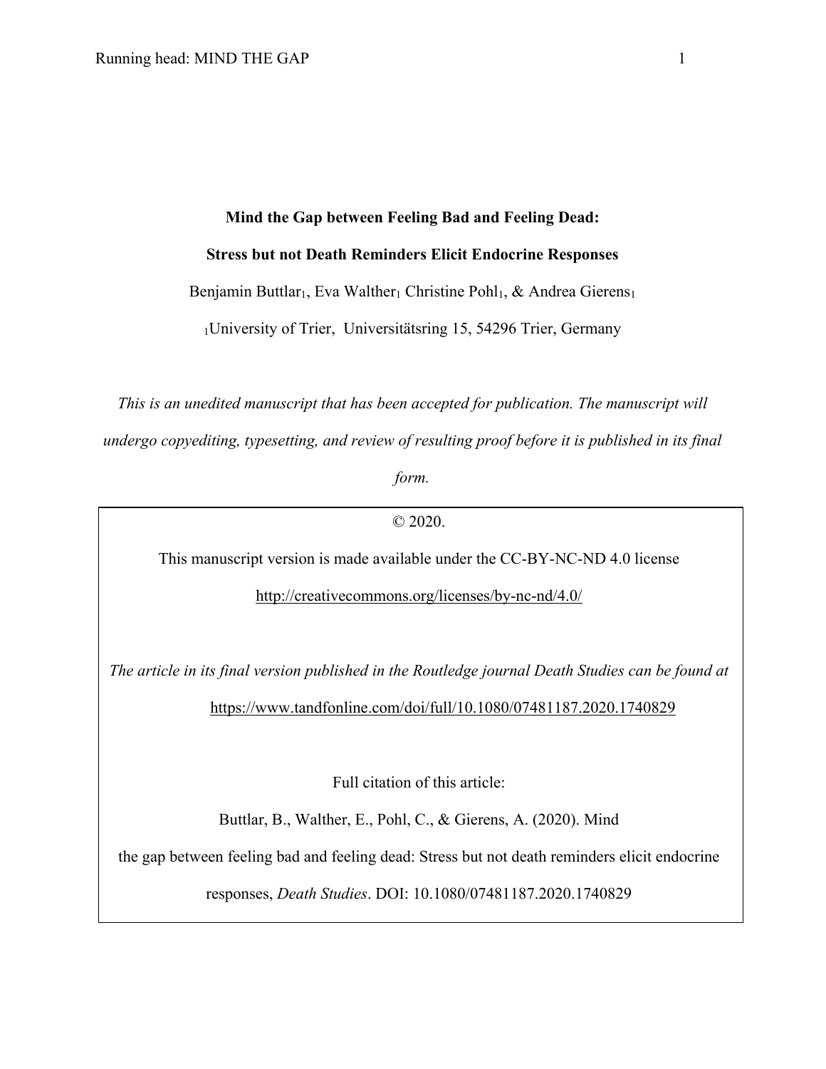# Mind the Gap between Feeling Bad and Feeling Dead:

## Stress but not Death Reminders Elicit Endocrine Responses

Benjamin Buttlar[1], Eva Walther[1] Christine Pohl[1], & Andrea Gierens[1]

[1]University of Trier, Universitätsring 15, 54296 Trier, Germany

*This is an unedited manuscript that has been accepted for publication. The manuscript will undergo copyediting, typesetting, and review of resulting proof before it is published in its final form.*

© 2020.

This manuscript version is made available under the CC-BY-NC-ND 4.0 license

http://creativecommons.org/licenses/by-nc-nd/4.0/

*The article in its final version published in the Routledge journal Death Studies can be found at*

https://www.tandfonline.com/doi/full/10.1080/07481187.2020.1740829

Full citation of this article:

Buttlar, B., Walther, E., Pohl, C., & Gierens, A. (2020). Mind the gap between feeling bad and feeling dead: Stress but not death reminders elicit endocrine responses, *Death Studies*. DOI: 10.1080/07481187.2020.1740829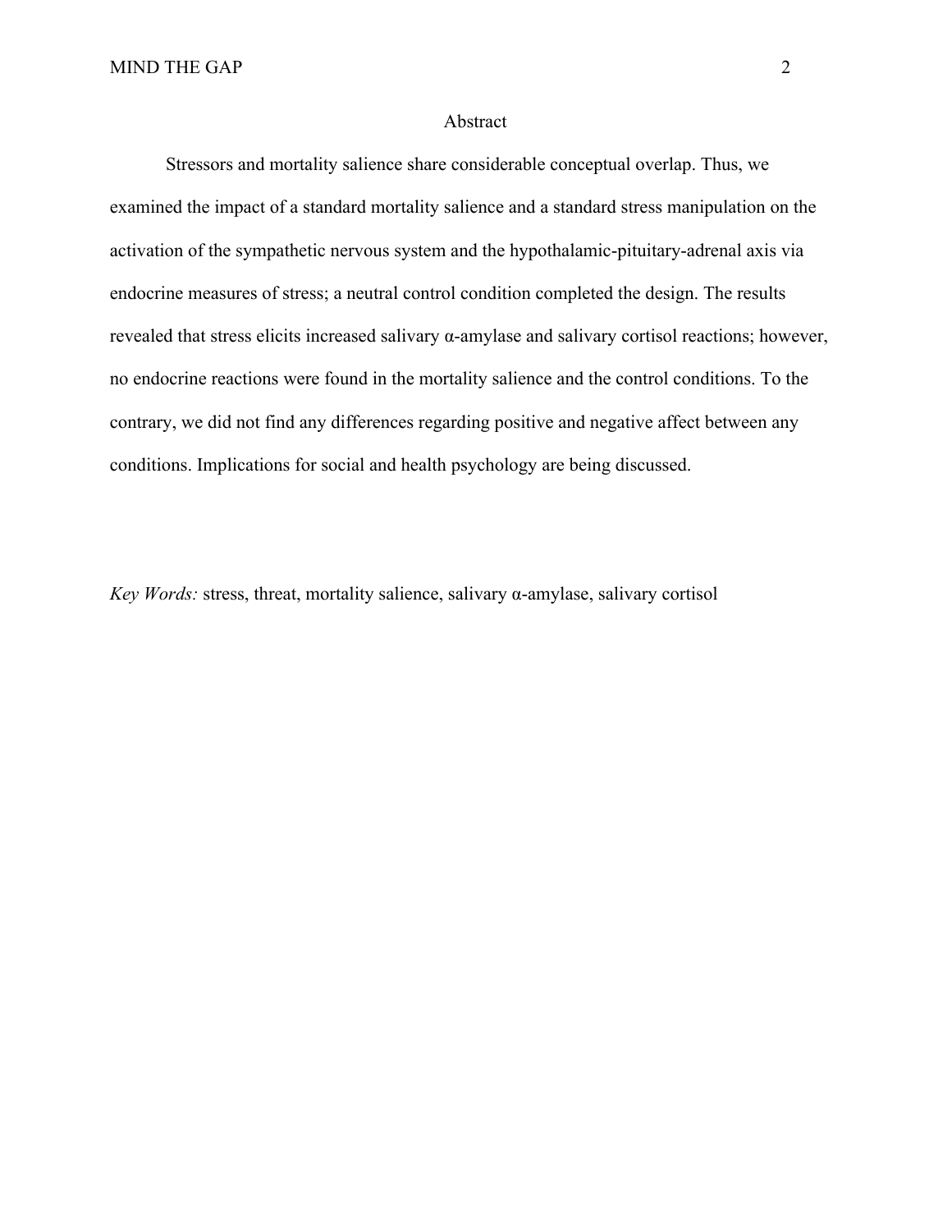## Abstract

Stressors and mortality salience share considerable conceptual overlap. Thus, we examined the impact of a standard mortality salience and a standard stress manipulation on the activation of the sympathetic nervous system and the hypothalamic-pituitary-adrenal axis via endocrine measures of stress; a neutral control condition completed the design. The results revealed that stress elicits increased salivary α-amylase and salivary cortisol reactions; however, no endocrine reactions were found in the mortality salience and the control conditions. To the contrary, we did not find any differences regarding positive and negative affect between any conditions. Implications for social and health psychology are being discussed.

*Key Words:* stress, threat, mortality salience, salivary α-amylase, salivary cortisol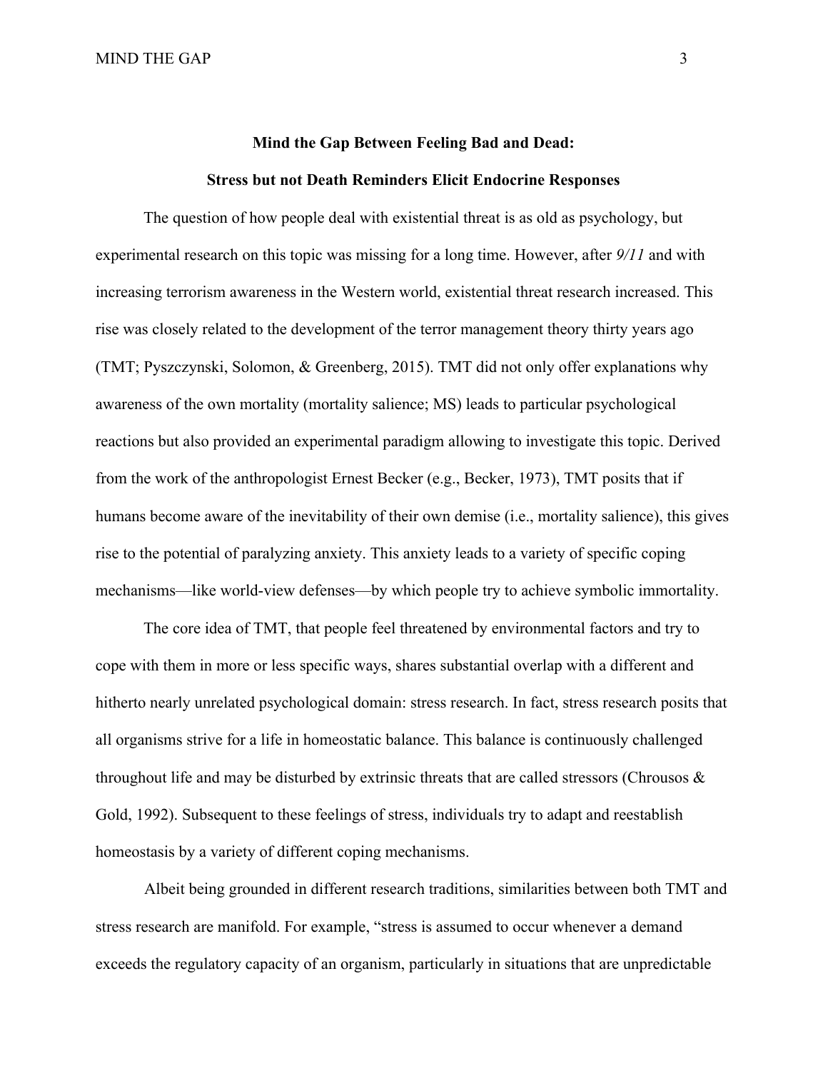# Mind the Gap Between Feeling Bad and Dead: Stress but not Death Reminders Elicit Endocrine Responses

The question of how people deal with existential threat is as old as psychology, but experimental research on this topic was missing for a long time. However, after *9/11* and with increasing terrorism awareness in the Western world, existential threat research increased. This rise was closely related to the development of the terror management theory thirty years ago (TMT; Pyszczynski, Solomon, & Greenberg, 2015). TMT did not only offer explanations why awareness of the own mortality (mortality salience; MS) leads to particular psychological reactions but also provided an experimental paradigm allowing to investigate this topic. Derived from the work of the anthropologist Ernest Becker (e.g., Becker, 1973), TMT posits that if humans become aware of the inevitability of their own demise (i.e., mortality salience), this gives rise to the potential of paralyzing anxiety. This anxiety leads to a variety of specific coping mechanisms—like world-view defenses—by which people try to achieve symbolic immortality.

The core idea of TMT, that people feel threatened by environmental factors and try to cope with them in more or less specific ways, shares substantial overlap with a different and hitherto nearly unrelated psychological domain: stress research. In fact, stress research posits that all organisms strive for a life in homeostatic balance. This balance is continuously challenged throughout life and may be disturbed by extrinsic threats that are called stressors (Chrousos & Gold, 1992). Subsequent to these feelings of stress, individuals try to adapt and reestablish homeostasis by a variety of different coping mechanisms.

Albeit being grounded in different research traditions, similarities between both TMT and stress research are manifold. For example, "stress is assumed to occur whenever a demand exceeds the regulatory capacity of an organism, particularly in situations that are unpredictable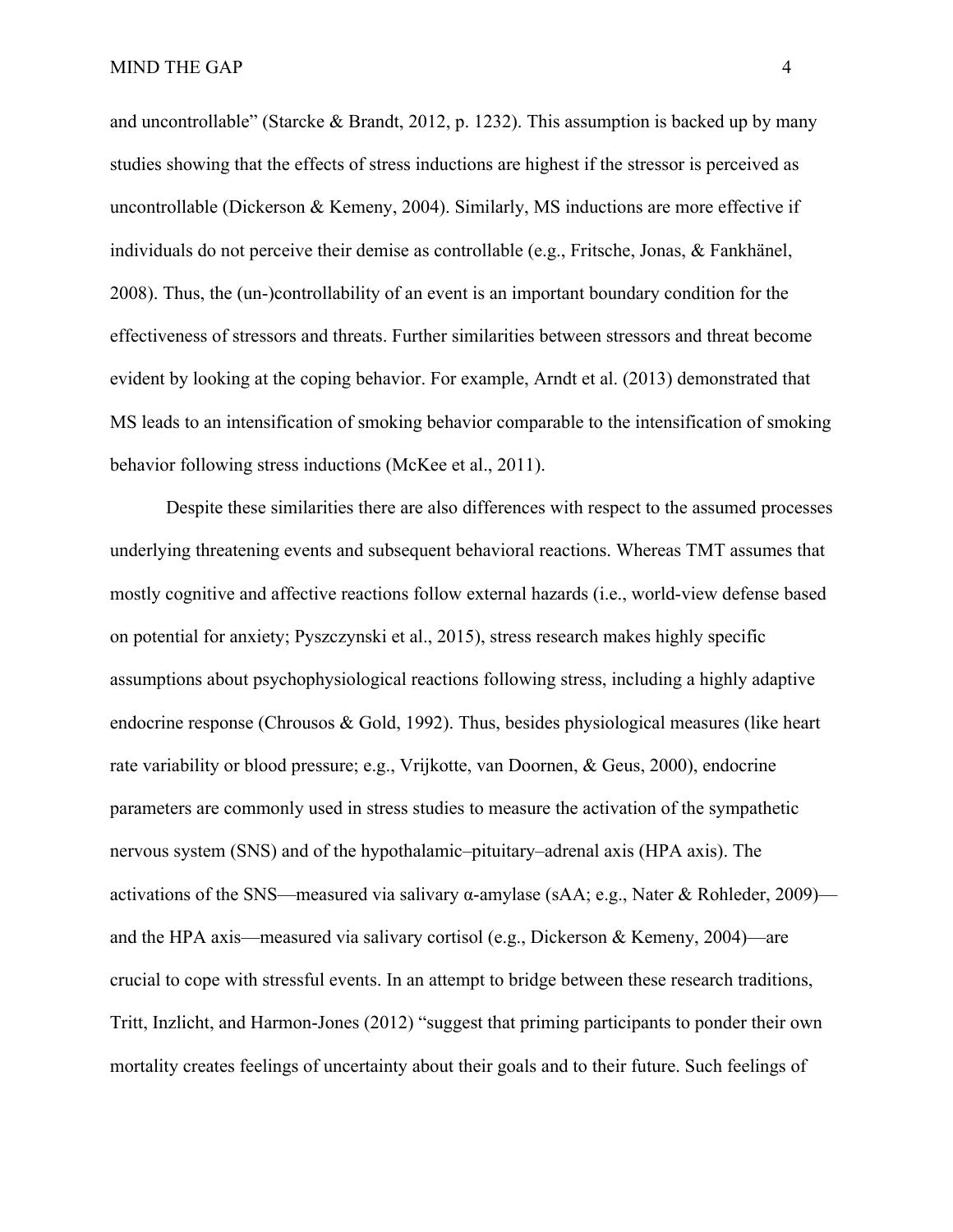and uncontrollable" (Starcke & Brandt, 2012, p. 1232). This assumption is backed up by many studies showing that the effects of stress inductions are highest if the stressor is perceived as uncontrollable (Dickerson & Kemeny, 2004). Similarly, MS inductions are more effective if individuals do not perceive their demise as controllable (e.g., Fritsche, Jonas, & Fankhänel, 2008). Thus, the (un-)controllability of an event is an important boundary condition for the effectiveness of stressors and threats. Further similarities between stressors and threat become evident by looking at the coping behavior. For example, Arndt et al. (2013) demonstrated that MS leads to an intensification of smoking behavior comparable to the intensification of smoking behavior following stress inductions (McKee et al., 2011).

Despite these similarities there are also differences with respect to the assumed processes underlying threatening events and subsequent behavioral reactions. Whereas TMT assumes that mostly cognitive and affective reactions follow external hazards (i.e., world-view defense based on potential for anxiety; Pyszczynski et al., 2015), stress research makes highly specific assumptions about psychophysiological reactions following stress, including a highly adaptive endocrine response (Chrousos & Gold, 1992). Thus, besides physiological measures (like heart rate variability or blood pressure; e.g., Vrijkotte, van Doornen, & Geus, 2000), endocrine parameters are commonly used in stress studies to measure the activation of the sympathetic nervous system (SNS) and of the hypothalamic–pituitary–adrenal axis (HPA axis). The activations of the SNS—measured via salivary α-amylase (sAA; e.g., Nater & Rohleder, 2009)—and the HPA axis—measured via salivary cortisol (e.g., Dickerson & Kemeny, 2004)—are crucial to cope with stressful events. In an attempt to bridge between these research traditions, Tritt, Inzlicht, and Harmon-Jones (2012) "suggest that priming participants to ponder their own mortality creates feelings of uncertainty about their goals and to their future. Such feelings of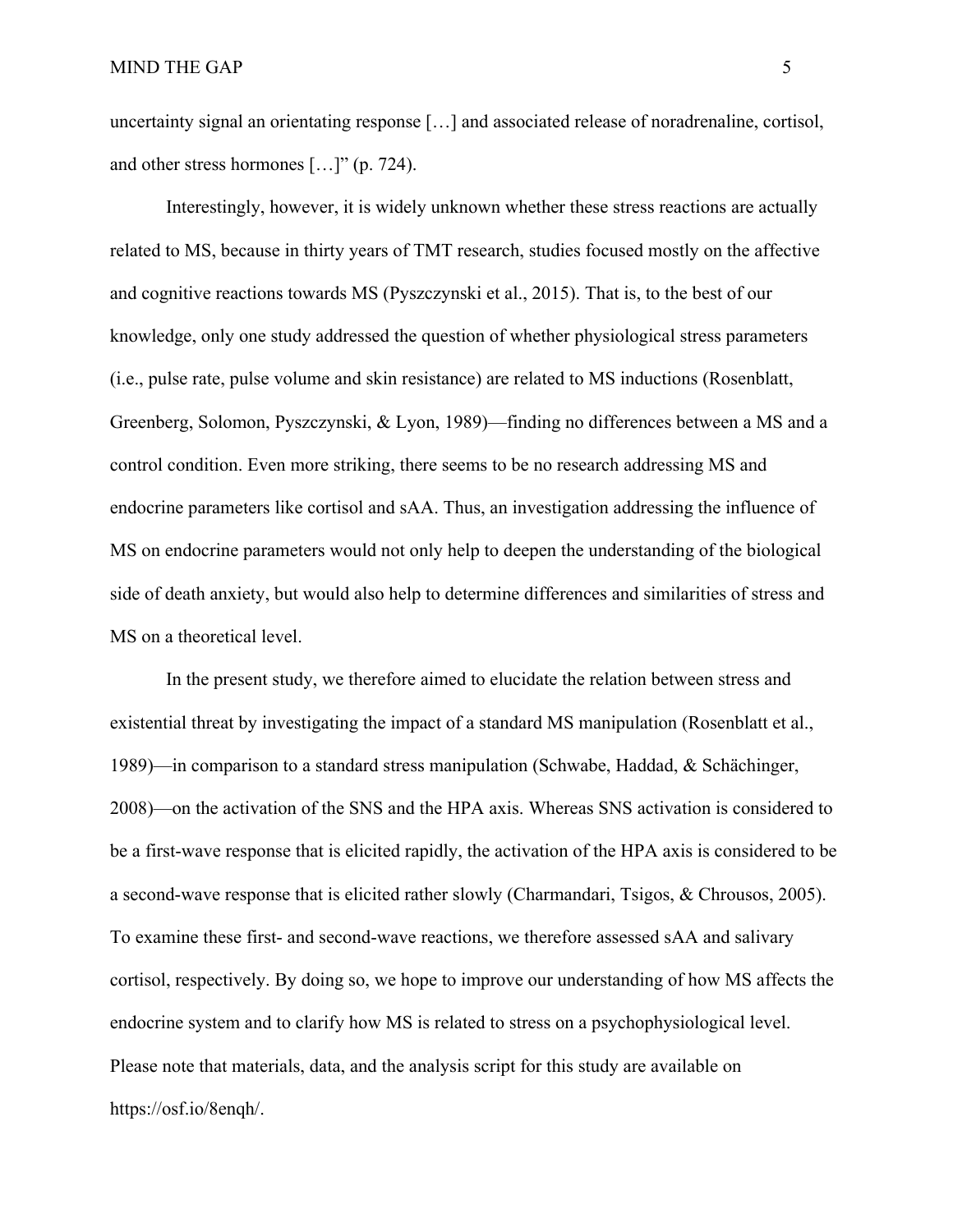uncertainty signal an orientating response […] and associated release of noradrenaline, cortisol, and other stress hormones […]" (p. 724).

Interestingly, however, it is widely unknown whether these stress reactions are actually related to MS, because in thirty years of TMT research, studies focused mostly on the affective and cognitive reactions towards MS (Pyszczynski et al., 2015). That is, to the best of our knowledge, only one study addressed the question of whether physiological stress parameters (i.e., pulse rate, pulse volume and skin resistance) are related to MS inductions (Rosenblatt, Greenberg, Solomon, Pyszczynski, & Lyon, 1989)—finding no differences between a MS and a control condition. Even more striking, there seems to be no research addressing MS and endocrine parameters like cortisol and sAA. Thus, an investigation addressing the influence of MS on endocrine parameters would not only help to deepen the understanding of the biological side of death anxiety, but would also help to determine differences and similarities of stress and MS on a theoretical level.

In the present study, we therefore aimed to elucidate the relation between stress and existential threat by investigating the impact of a standard MS manipulation (Rosenblatt et al., 1989)—in comparison to a standard stress manipulation (Schwabe, Haddad, & Schächinger, 2008)—on the activation of the SNS and the HPA axis. Whereas SNS activation is considered to be a first-wave response that is elicited rapidly, the activation of the HPA axis is considered to be a second-wave response that is elicited rather slowly (Charmandari, Tsigos, & Chrousos, 2005). To examine these first- and second-wave reactions, we therefore assessed sAA and salivary cortisol, respectively. By doing so, we hope to improve our understanding of how MS affects the endocrine system and to clarify how MS is related to stress on a psychophysiological level. Please note that materials, data, and the analysis script for this study are available on https://osf.io/8enqh/.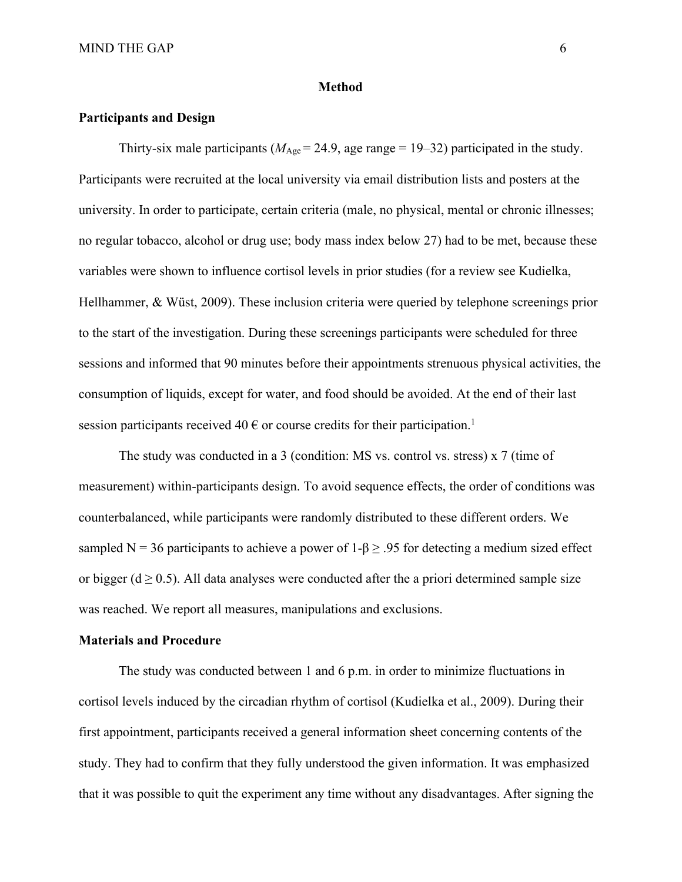## Method

### Participants and Design

Thirty-six male participants ($M_{Age}$ = 24.9, age range = 19–32) participated in the study. Participants were recruited at the local university via email distribution lists and posters at the university. In order to participate, certain criteria (male, no physical, mental or chronic illnesses; no regular tobacco, alcohol or drug use; body mass index below 27) had to be met, because these variables were shown to influence cortisol levels in prior studies (for a review see Kudielka, Hellhammer, & Wüst, 2009). These inclusion criteria were queried by telephone screenings prior to the start of the investigation. During these screenings participants were scheduled for three sessions and informed that 90 minutes before their appointments strenuous physical activities, the consumption of liquids, except for water, and food should be avoided. At the end of their last session participants received 40 € or course credits for their participation.[1]

The study was conducted in a 3 (condition: MS vs. control vs. stress) x 7 (time of measurement) within-participants design. To avoid sequence effects, the order of conditions was counterbalanced, while participants were randomly distributed to these different orders. We sampled N = 36 participants to achieve a power of $1\text{-}\beta \geq .95$ for detecting a medium sized effect or bigger ($d \geq 0.5$). All data analyses were conducted after the a priori determined sample size was reached. We report all measures, manipulations and exclusions.

### Materials and Procedure

The study was conducted between 1 and 6 p.m. in order to minimize fluctuations in cortisol levels induced by the circadian rhythm of cortisol (Kudielka et al., 2009). During their first appointment, participants received a general information sheet concerning contents of the study. They had to confirm that they fully understood the given information. It was emphasized that it was possible to quit the experiment any time without any disadvantages. After signing the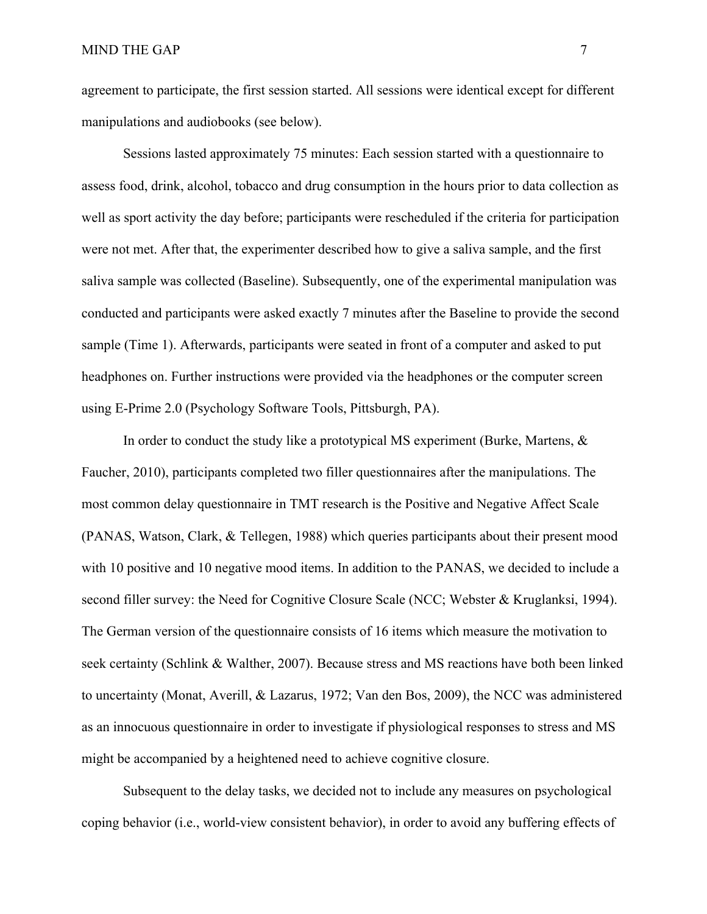agreement to participate, the first session started. All sessions were identical except for different manipulations and audiobooks (see below).

Sessions lasted approximately 75 minutes: Each session started with a questionnaire to assess food, drink, alcohol, tobacco and drug consumption in the hours prior to data collection as well as sport activity the day before; participants were rescheduled if the criteria for participation were not met. After that, the experimenter described how to give a saliva sample, and the first saliva sample was collected (Baseline). Subsequently, one of the experimental manipulation was conducted and participants were asked exactly 7 minutes after the Baseline to provide the second sample (Time 1). Afterwards, participants were seated in front of a computer and asked to put headphones on. Further instructions were provided via the headphones or the computer screen using E-Prime 2.0 (Psychology Software Tools, Pittsburgh, PA).

In order to conduct the study like a prototypical MS experiment (Burke, Martens, & Faucher, 2010), participants completed two filler questionnaires after the manipulations. The most common delay questionnaire in TMT research is the Positive and Negative Affect Scale (PANAS, Watson, Clark, & Tellegen, 1988) which queries participants about their present mood with 10 positive and 10 negative mood items. In addition to the PANAS, we decided to include a second filler survey: the Need for Cognitive Closure Scale (NCC; Webster & Kruglanksi, 1994). The German version of the questionnaire consists of 16 items which measure the motivation to seek certainty (Schlink & Walther, 2007). Because stress and MS reactions have both been linked to uncertainty (Monat, Averill, & Lazarus, 1972; Van den Bos, 2009), the NCC was administered as an innocuous questionnaire in order to investigate if physiological responses to stress and MS might be accompanied by a heightened need to achieve cognitive closure.

Subsequent to the delay tasks, we decided not to include any measures on psychological coping behavior (i.e., world-view consistent behavior), in order to avoid any buffering effects of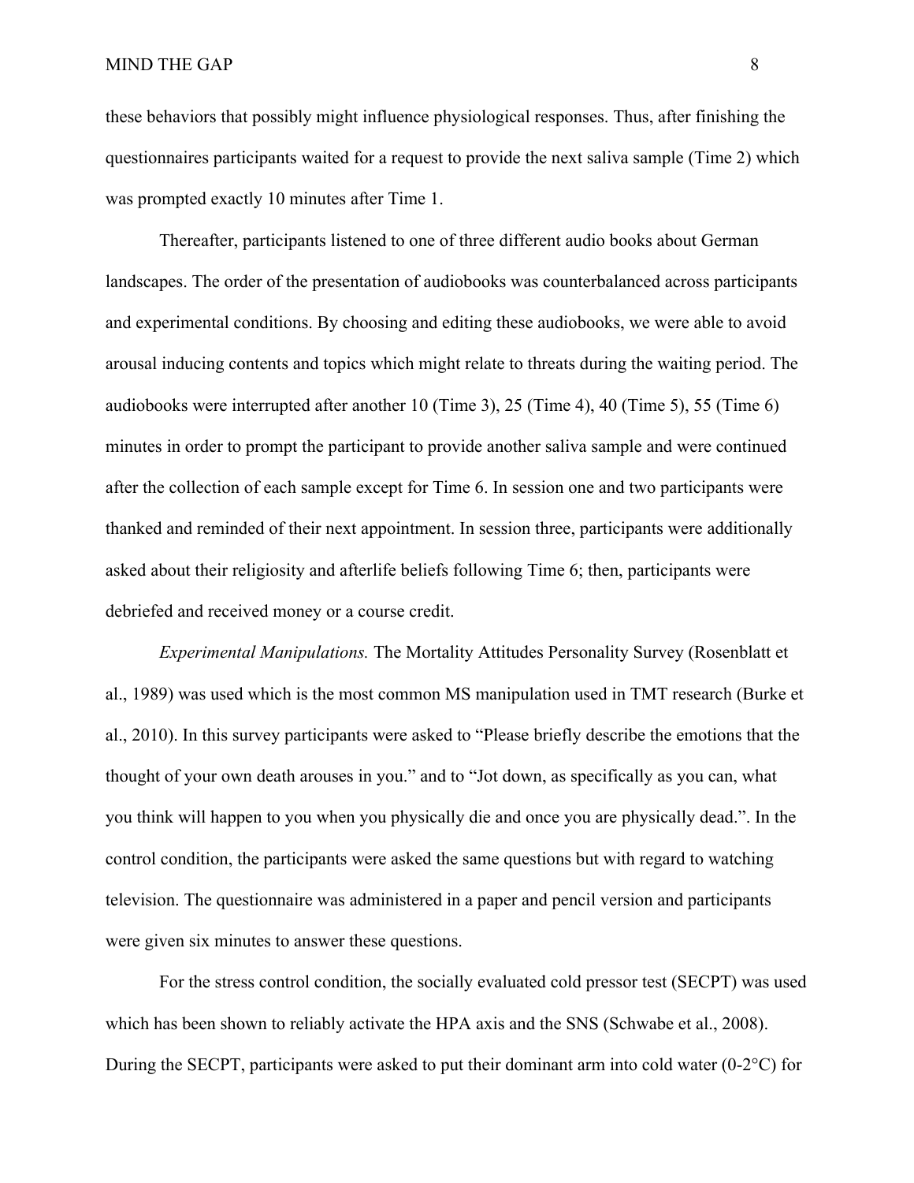these behaviors that possibly might influence physiological responses. Thus, after finishing the questionnaires participants waited for a request to provide the next saliva sample (Time 2) which was prompted exactly 10 minutes after Time 1.

Thereafter, participants listened to one of three different audio books about German landscapes. The order of the presentation of audiobooks was counterbalanced across participants and experimental conditions. By choosing and editing these audiobooks, we were able to avoid arousal inducing contents and topics which might relate to threats during the waiting period. The audiobooks were interrupted after another 10 (Time 3), 25 (Time 4), 40 (Time 5), 55 (Time 6) minutes in order to prompt the participant to provide another saliva sample and were continued after the collection of each sample except for Time 6. In session one and two participants were thanked and reminded of their next appointment. In session three, participants were additionally asked about their religiosity and afterlife beliefs following Time 6; then, participants were debriefed and received money or a course credit.

*Experimental Manipulations.* The Mortality Attitudes Personality Survey (Rosenblatt et al., 1989) was used which is the most common MS manipulation used in TMT research (Burke et al., 2010). In this survey participants were asked to "Please briefly describe the emotions that the thought of your own death arouses in you." and to "Jot down, as specifically as you can, what you think will happen to you when you physically die and once you are physically dead.". In the control condition, the participants were asked the same questions but with regard to watching television. The questionnaire was administered in a paper and pencil version and participants were given six minutes to answer these questions.

For the stress control condition, the socially evaluated cold pressor test (SECPT) was used which has been shown to reliably activate the HPA axis and the SNS (Schwabe et al., 2008). During the SECPT, participants were asked to put their dominant arm into cold water (0-2°C) for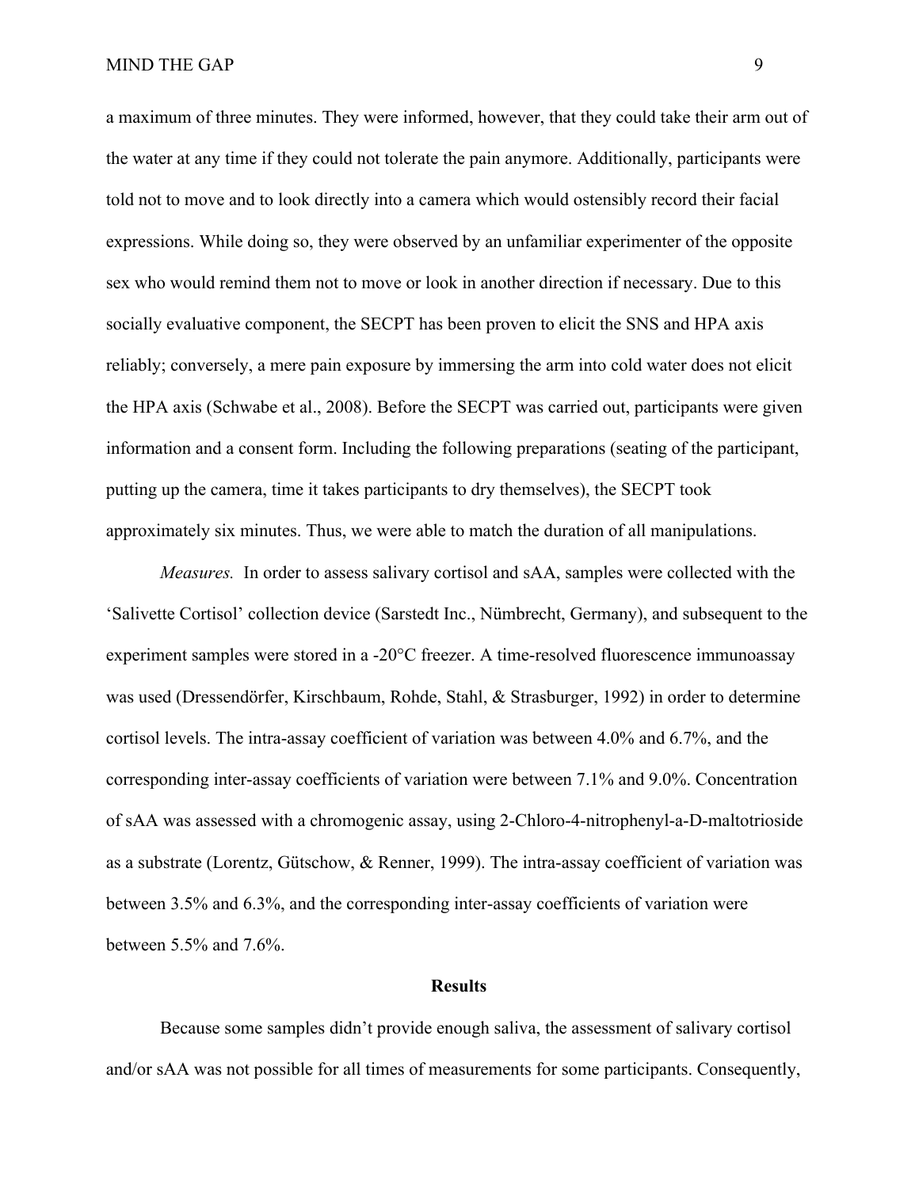a maximum of three minutes. They were informed, however, that they could take their arm out of the water at any time if they could not tolerate the pain anymore. Additionally, participants were told not to move and to look directly into a camera which would ostensibly record their facial expressions. While doing so, they were observed by an unfamiliar experimenter of the opposite sex who would remind them not to move or look in another direction if necessary. Due to this socially evaluative component, the SECPT has been proven to elicit the SNS and HPA axis reliably; conversely, a mere pain exposure by immersing the arm into cold water does not elicit the HPA axis (Schwabe et al., 2008). Before the SECPT was carried out, participants were given information and a consent form. Including the following preparations (seating of the participant, putting up the camera, time it takes participants to dry themselves), the SECPT took approximately six minutes. Thus, we were able to match the duration of all manipulations.

*Measures.* In order to assess salivary cortisol and sAA, samples were collected with the 'Salivette Cortisol' collection device (Sarstedt Inc., Nümbrecht, Germany), and subsequent to the experiment samples were stored in a -20°C freezer. A time-resolved fluorescence immunoassay was used (Dressendörfer, Kirschbaum, Rohde, Stahl, & Strasburger, 1992) in order to determine cortisol levels. The intra-assay coefficient of variation was between 4.0% and 6.7%, and the corresponding inter-assay coefficients of variation were between 7.1% and 9.0%. Concentration of sAA was assessed with a chromogenic assay, using 2-Chloro-4-nitrophenyl-a-D-maltotrioside as a substrate (Lorentz, Gütschow, & Renner, 1999). The intra-assay coefficient of variation was between 3.5% and 6.3%, and the corresponding inter-assay coefficients of variation were between 5.5% and 7.6%.

## Results

Because some samples didn't provide enough saliva, the assessment of salivary cortisol and/or sAA was not possible for all times of measurements for some participants. Consequently,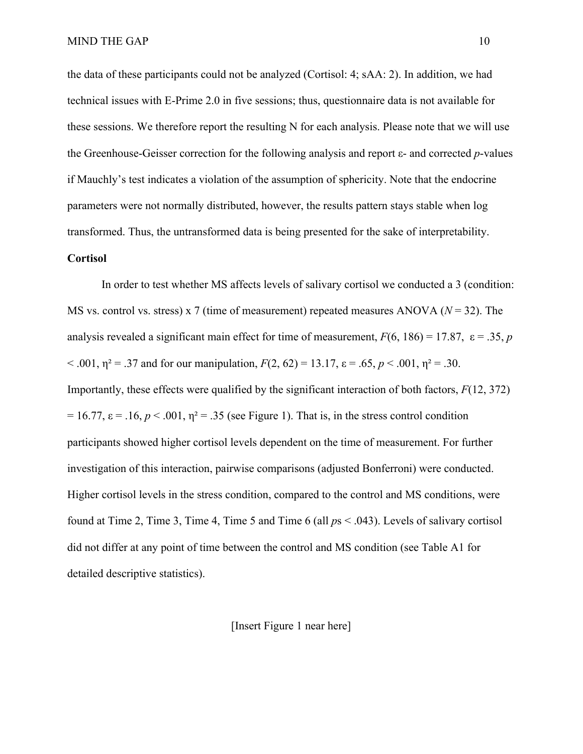the data of these participants could not be analyzed (Cortisol: 4; sAA: 2). In addition, we had technical issues with E-Prime 2.0 in five sessions; thus, questionnaire data is not available for these sessions. We therefore report the resulting N for each analysis. Please note that we will use the Greenhouse-Geisser correction for the following analysis and report ε- and corrected *p*-values if Mauchly's test indicates a violation of the assumption of sphericity. Note that the endocrine parameters were not normally distributed, however, the results pattern stays stable when log transformed. Thus, the untransformed data is being presented for the sake of interpretability.

**Cortisol**

In order to test whether MS affects levels of salivary cortisol we conducted a 3 (condition: MS vs. control vs. stress) x 7 (time of measurement) repeated measures ANOVA ($N = 32$). The analysis revealed a significant main effect for time of measurement, $F(6, 186) = 17.87$, $\varepsilon = .35$, $p < .001$, $\eta^2 = .37$ and for our manipulation, $F(2, 62) = 13.17$, $\varepsilon = .65$, $p < .001$, $\eta^2 = .30$. Importantly, these effects were qualified by the significant interaction of both factors, $F(12, 372) = 16.77$, $\varepsilon = .16$, $p < .001$, $\eta^2 = .35$ (see Figure 1). That is, in the stress control condition participants showed higher cortisol levels dependent on the time of measurement. For further investigation of this interaction, pairwise comparisons (adjusted Bonferroni) were conducted. Higher cortisol levels in the stress condition, compared to the control and MS conditions, were found at Time 2, Time 3, Time 4, Time 5 and Time 6 (all $p$s < .043). Levels of salivary cortisol did not differ at any point of time between the control and MS condition (see Table A1 for detailed descriptive statistics).

[Insert Figure 1 near here]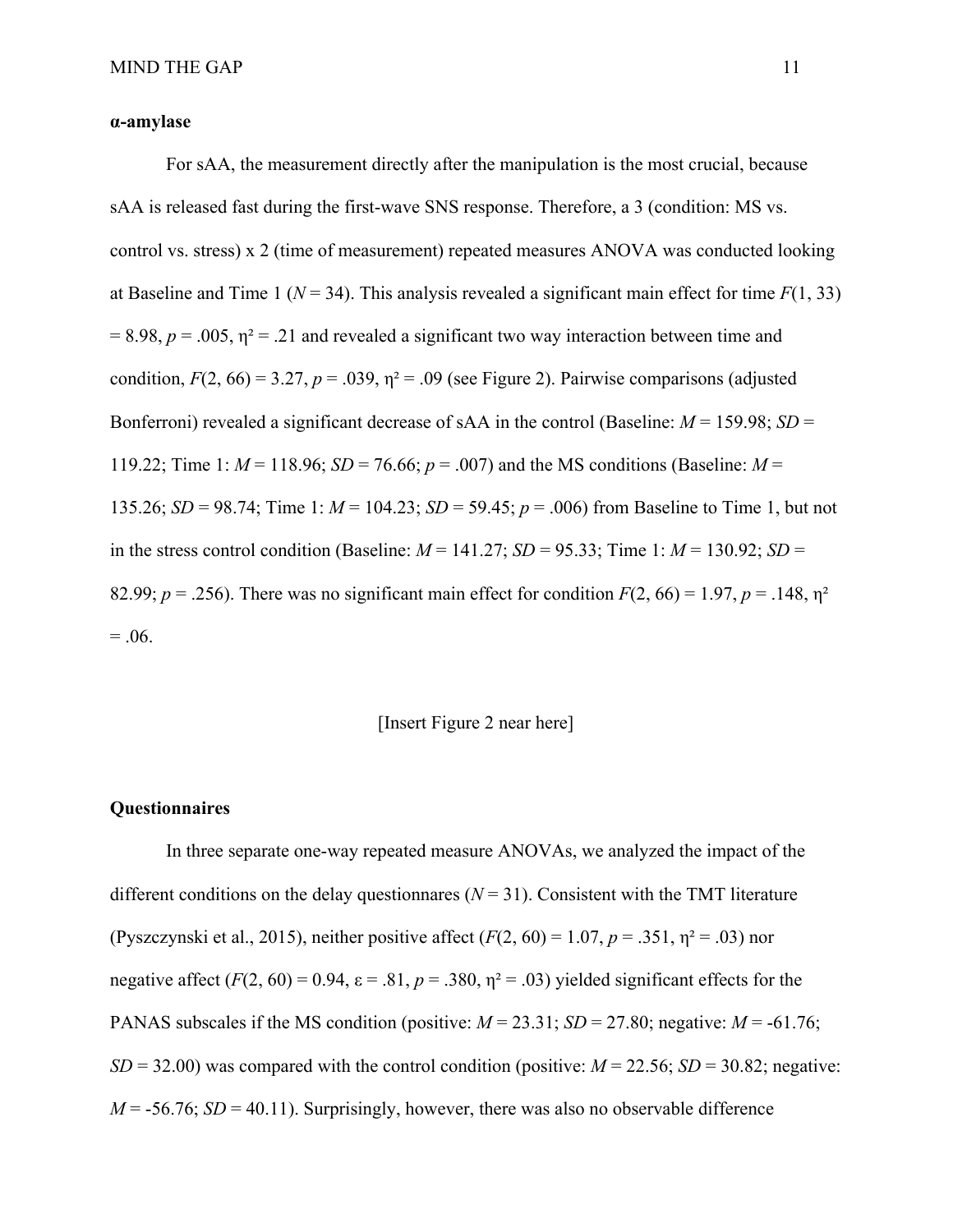**α-amylase**

For sAA, the measurement directly after the manipulation is the most crucial, because sAA is released fast during the first-wave SNS response. Therefore, a 3 (condition: MS vs. control vs. stress) x 2 (time of measurement) repeated measures ANOVA was conducted looking at Baseline and Time 1 ($N = 34$). This analysis revealed a significant main effect for time $F(1, 33) = 8.98$, $p = .005$, $\eta^2 = .21$ and revealed a significant two way interaction between time and condition, $F(2, 66) = 3.27$, $p = .039$, $\eta^2 = .09$ (see Figure 2). Pairwise comparisons (adjusted Bonferroni) revealed a significant decrease of sAA in the control (Baseline: $M = 159.98$; $SD = 119.22$; Time 1: $M = 118.96$; $SD = 76.66$; $p = .007$) and the MS conditions (Baseline: $M = 135.26$; $SD = 98.74$; Time 1: $M = 104.23$; $SD = 59.45$; $p = .006$) from Baseline to Time 1, but not in the stress control condition (Baseline: $M = 141.27$; $SD = 95.33$; Time 1: $M = 130.92$; $SD = 82.99$; $p = .256$). There was no significant main effect for condition $F(2, 66) = 1.97$, $p = .148$, $\eta^2 = .06$.

[Insert Figure 2 near here]

**Questionnaires**

In three separate one-way repeated measure ANOVAs, we analyzed the impact of the different conditions on the delay questionnares ($N = 31$). Consistent with the TMT literature (Pyszczynski et al., 2015), neither positive affect ($F(2, 60) = 1.07$, $p = .351$, $\eta^2 = .03$) nor negative affect ($F(2, 60) = 0.94$, $\varepsilon = .81$, $p = .380$, $\eta^2 = .03$) yielded significant effects for the PANAS subscales if the MS condition (positive: $M = 23.31$; $SD = 27.80$; negative: $M = -61.76$; $SD = 32.00$) was compared with the control condition (positive: $M = 22.56$; $SD = 30.82$; negative: $M = -56.76$; $SD = 40.11$). Surprisingly, however, there was also no observable difference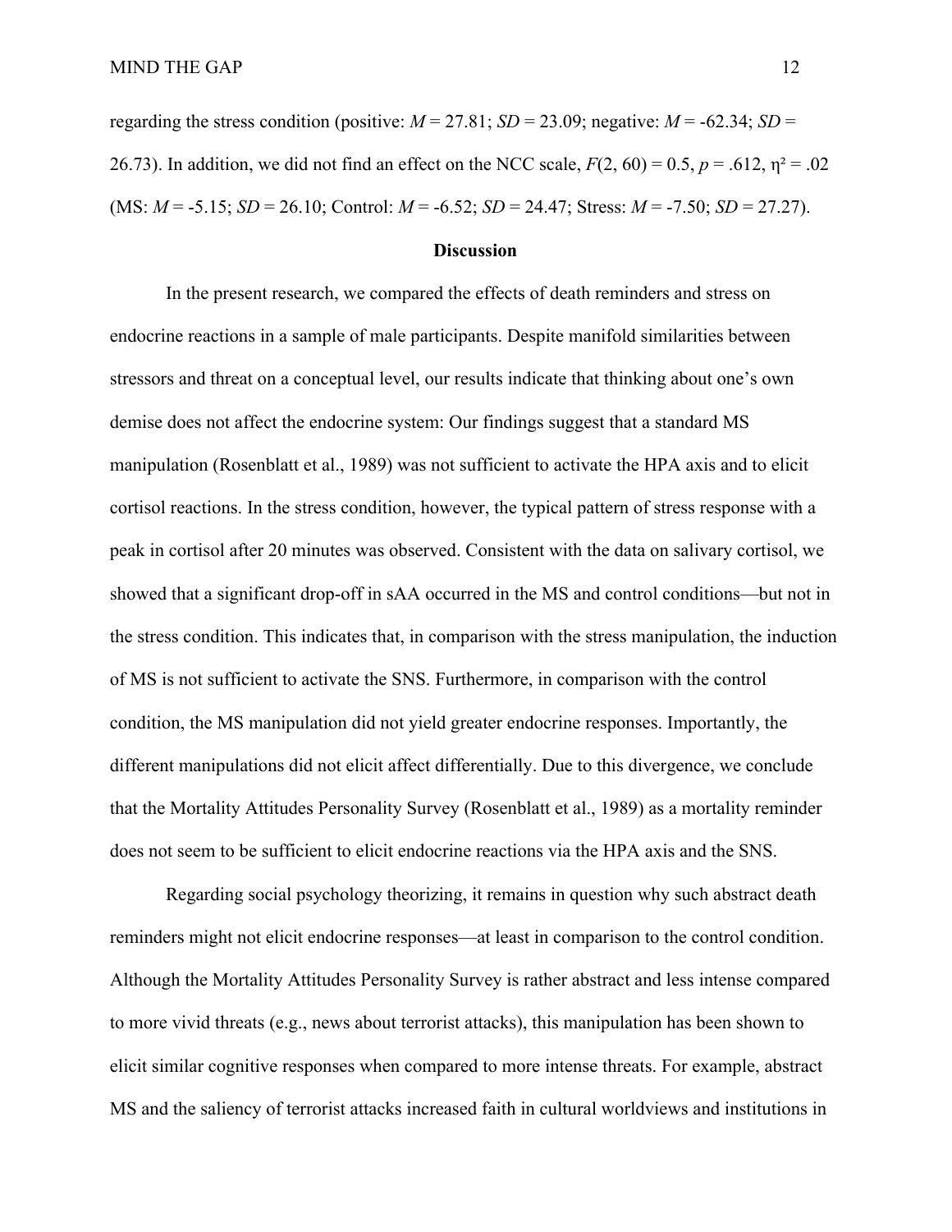regarding the stress condition (positive: $M = 27.81$; $SD = 23.09$; negative: $M = -62.34$; $SD = 26.73$). In addition, we did not find an effect on the NCC scale, $F(2, 60) = 0.5$, $p = .612$, $\eta^2 = .02$ (MS: $M = -5.15$; $SD = 26.10$; Control: $M = -6.52$; $SD = 24.47$; Stress: $M = -7.50$; $SD = 27.27$).

## Discussion

In the present research, we compared the effects of death reminders and stress on endocrine reactions in a sample of male participants. Despite manifold similarities between stressors and threat on a conceptual level, our results indicate that thinking about one's own demise does not affect the endocrine system: Our findings suggest that a standard MS manipulation (Rosenblatt et al., 1989) was not sufficient to activate the HPA axis and to elicit cortisol reactions. In the stress condition, however, the typical pattern of stress response with a peak in cortisol after 20 minutes was observed. Consistent with the data on salivary cortisol, we showed that a significant drop-off in sAA occurred in the MS and control conditions—but not in the stress condition. This indicates that, in comparison with the stress manipulation, the induction of MS is not sufficient to activate the SNS. Furthermore, in comparison with the control condition, the MS manipulation did not yield greater endocrine responses. Importantly, the different manipulations did not elicit affect differentially. Due to this divergence, we conclude that the Mortality Attitudes Personality Survey (Rosenblatt et al., 1989) as a mortality reminder does not seem to be sufficient to elicit endocrine reactions via the HPA axis and the SNS.

Regarding social psychology theorizing, it remains in question why such abstract death reminders might not elicit endocrine responses—at least in comparison to the control condition. Although the Mortality Attitudes Personality Survey is rather abstract and less intense compared to more vivid threats (e.g., news about terrorist attacks), this manipulation has been shown to elicit similar cognitive responses when compared to more intense threats. For example, abstract MS and the saliency of terrorist attacks increased faith in cultural worldviews and institutions in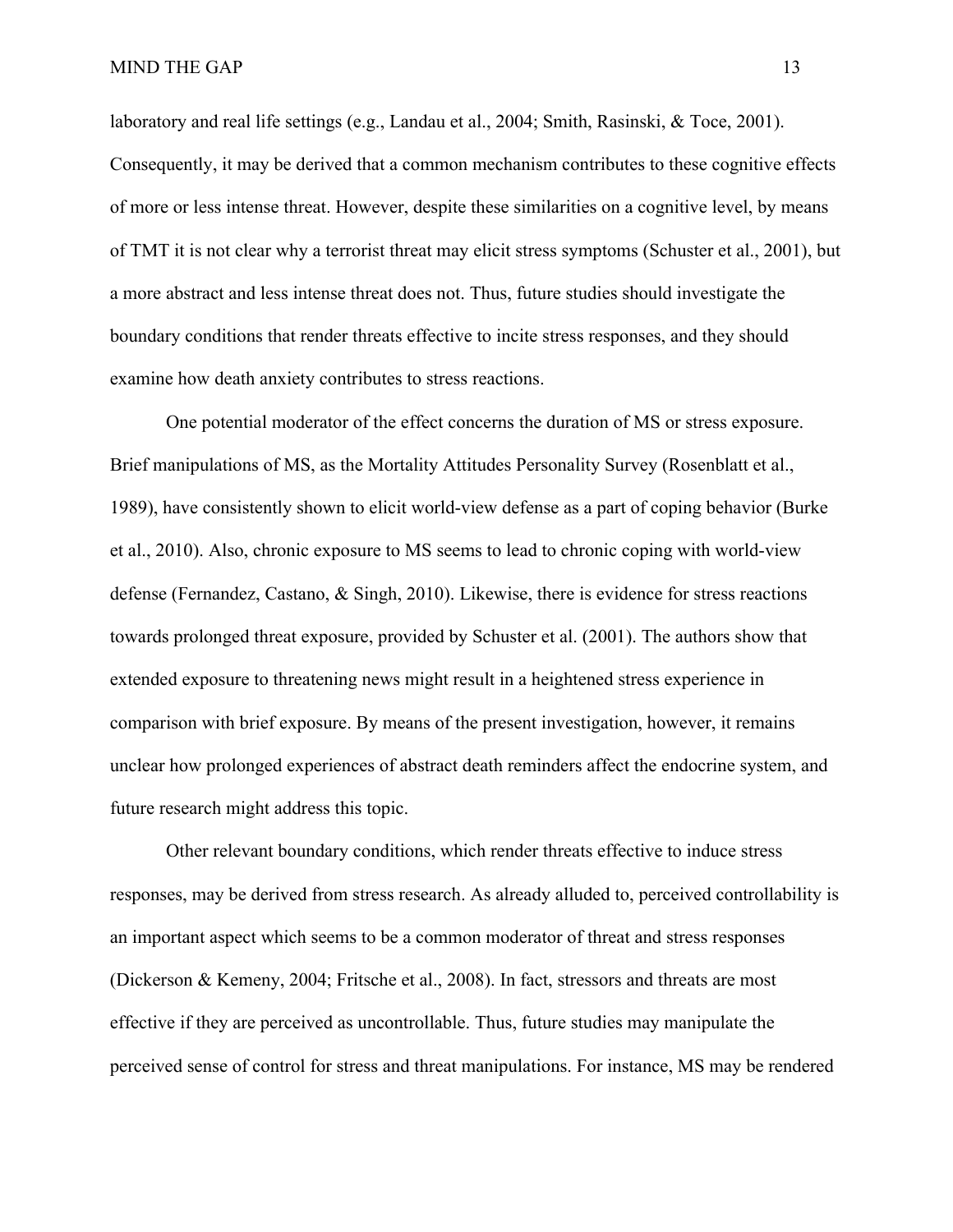laboratory and real life settings (e.g., Landau et al., 2004; Smith, Rasinski, & Toce, 2001). Consequently, it may be derived that a common mechanism contributes to these cognitive effects of more or less intense threat. However, despite these similarities on a cognitive level, by means of TMT it is not clear why a terrorist threat may elicit stress symptoms (Schuster et al., 2001), but a more abstract and less intense threat does not. Thus, future studies should investigate the boundary conditions that render threats effective to incite stress responses, and they should examine how death anxiety contributes to stress reactions.

One potential moderator of the effect concerns the duration of MS or stress exposure. Brief manipulations of MS, as the Mortality Attitudes Personality Survey (Rosenblatt et al., 1989), have consistently shown to elicit world-view defense as a part of coping behavior (Burke et al., 2010). Also, chronic exposure to MS seems to lead to chronic coping with world-view defense (Fernandez, Castano, & Singh, 2010). Likewise, there is evidence for stress reactions towards prolonged threat exposure, provided by Schuster et al. (2001). The authors show that extended exposure to threatening news might result in a heightened stress experience in comparison with brief exposure. By means of the present investigation, however, it remains unclear how prolonged experiences of abstract death reminders affect the endocrine system, and future research might address this topic.

Other relevant boundary conditions, which render threats effective to induce stress responses, may be derived from stress research. As already alluded to, perceived controllability is an important aspect which seems to be a common moderator of threat and stress responses (Dickerson & Kemeny, 2004; Fritsche et al., 2008). In fact, stressors and threats are most effective if they are perceived as uncontrollable. Thus, future studies may manipulate the perceived sense of control for stress and threat manipulations. For instance, MS may be rendered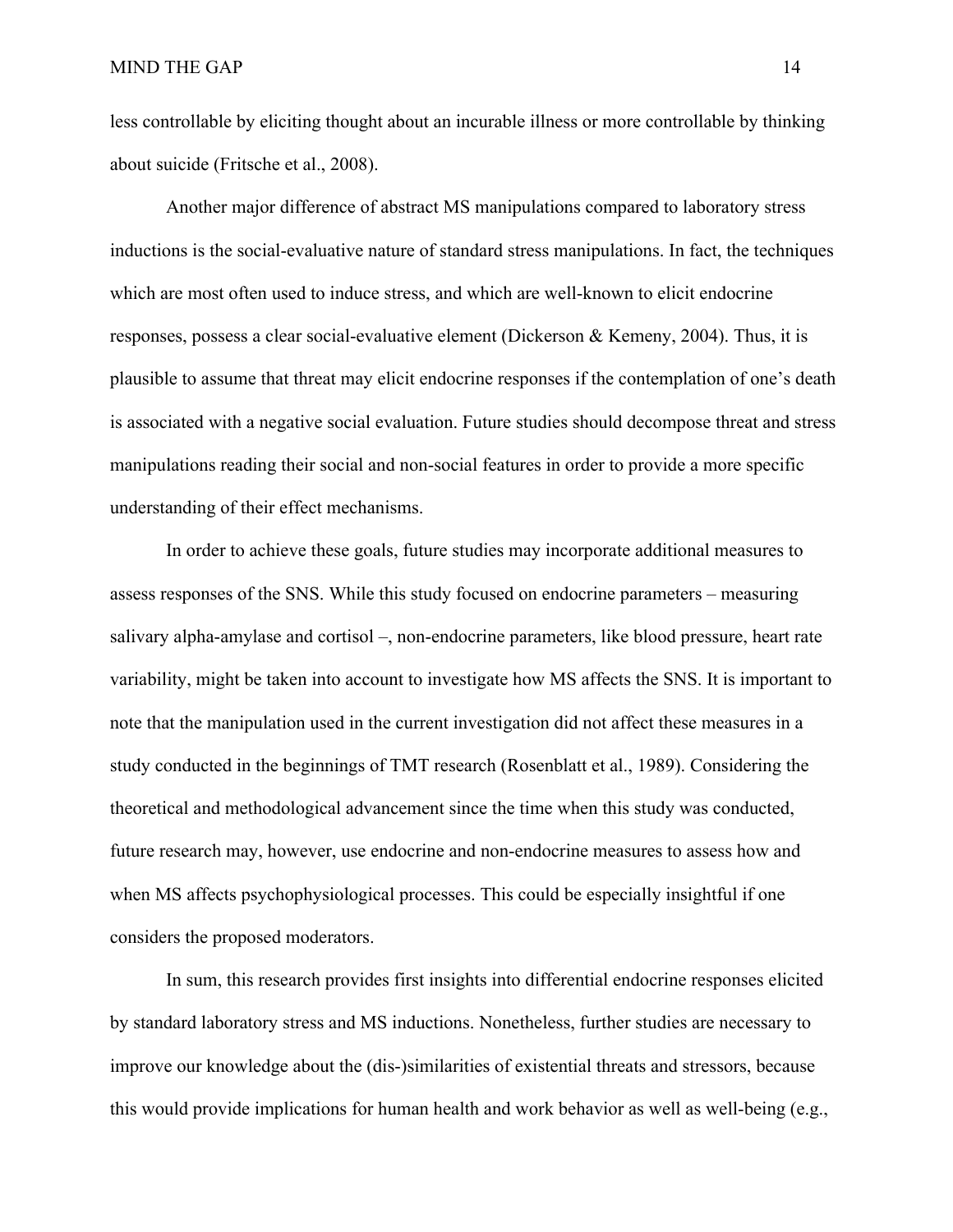less controllable by eliciting thought about an incurable illness or more controllable by thinking about suicide (Fritsche et al., 2008).

Another major difference of abstract MS manipulations compared to laboratory stress inductions is the social-evaluative nature of standard stress manipulations. In fact, the techniques which are most often used to induce stress, and which are well-known to elicit endocrine responses, possess a clear social-evaluative element (Dickerson & Kemeny, 2004). Thus, it is plausible to assume that threat may elicit endocrine responses if the contemplation of one's death is associated with a negative social evaluation. Future studies should decompose threat and stress manipulations reading their social and non-social features in order to provide a more specific understanding of their effect mechanisms.

In order to achieve these goals, future studies may incorporate additional measures to assess responses of the SNS. While this study focused on endocrine parameters – measuring salivary alpha-amylase and cortisol –, non-endocrine parameters, like blood pressure, heart rate variability, might be taken into account to investigate how MS affects the SNS. It is important to note that the manipulation used in the current investigation did not affect these measures in a study conducted in the beginnings of TMT research (Rosenblatt et al., 1989). Considering the theoretical and methodological advancement since the time when this study was conducted, future research may, however, use endocrine and non-endocrine measures to assess how and when MS affects psychophysiological processes. This could be especially insightful if one considers the proposed moderators.

In sum, this research provides first insights into differential endocrine responses elicited by standard laboratory stress and MS inductions. Nonetheless, further studies are necessary to improve our knowledge about the (dis-)similarities of existential threats and stressors, because this would provide implications for human health and work behavior as well as well-being (e.g.,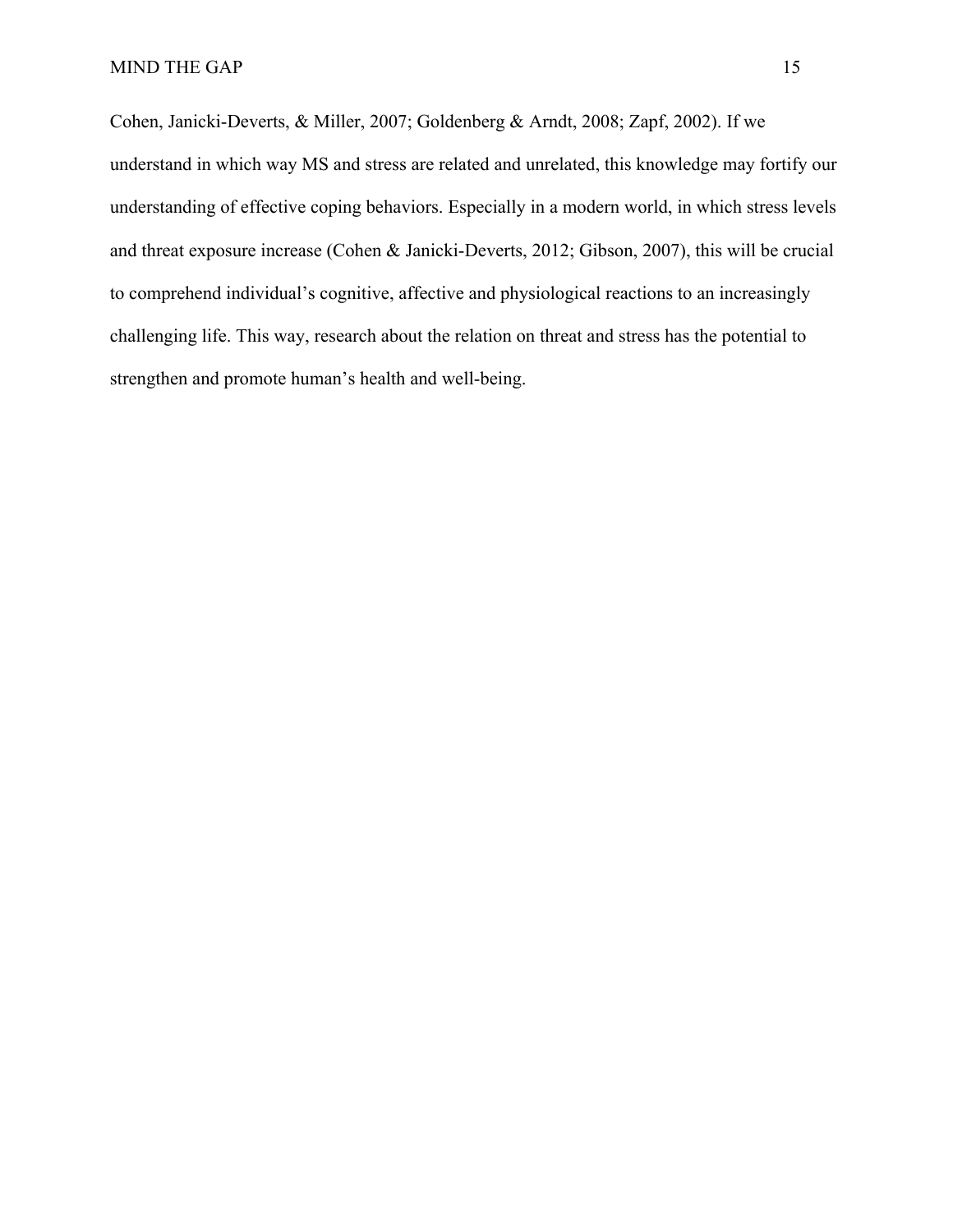Cohen, Janicki-Deverts, & Miller, 2007; Goldenberg & Arndt, 2008; Zapf, 2002). If we understand in which way MS and stress are related and unrelated, this knowledge may fortify our understanding of effective coping behaviors. Especially in a modern world, in which stress levels and threat exposure increase (Cohen & Janicki-Deverts, 2012; Gibson, 2007), this will be crucial to comprehend individual's cognitive, affective and physiological reactions to an increasingly challenging life. This way, research about the relation on threat and stress has the potential to strengthen and promote human's health and well-being.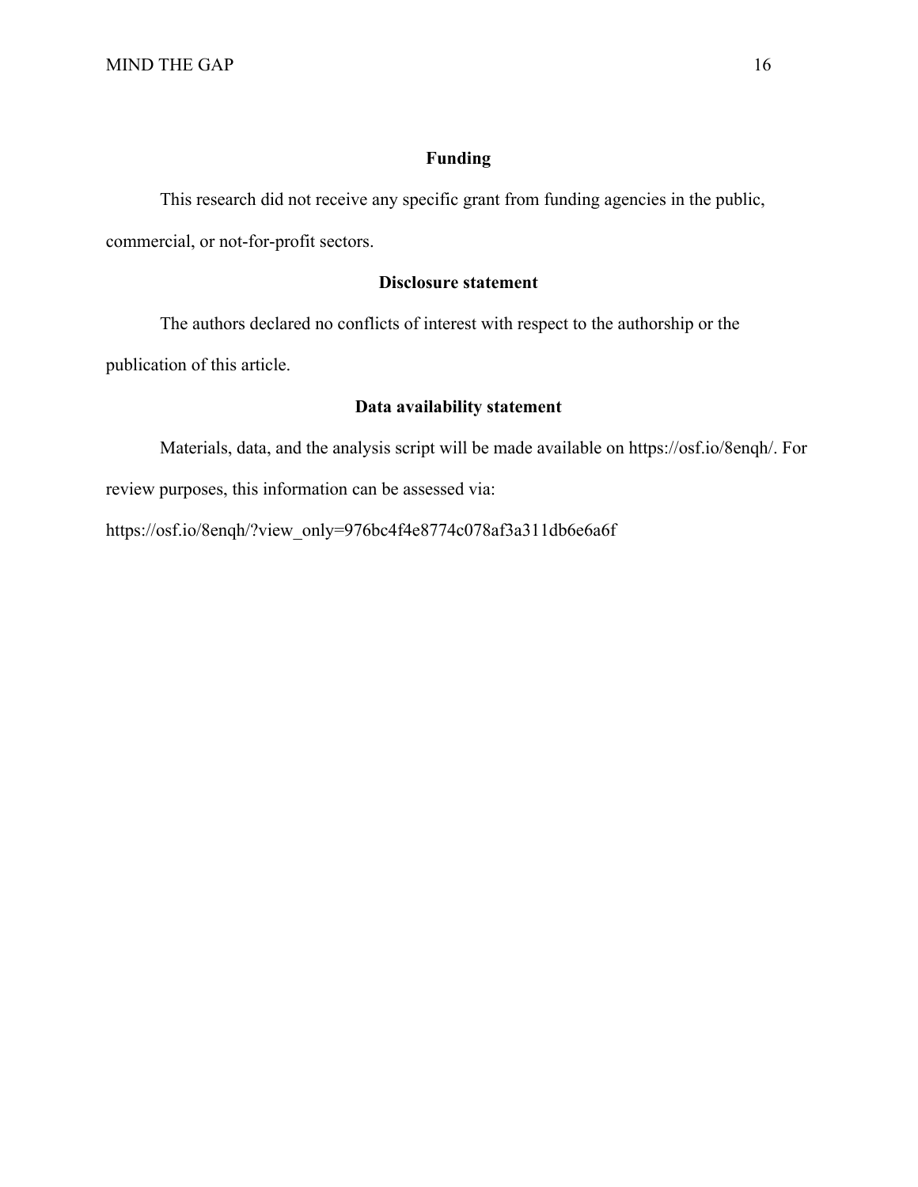## Funding

This research did not receive any specific grant from funding agencies in the public, commercial, or not-for-profit sectors.

## Disclosure statement

The authors declared no conflicts of interest with respect to the authorship or the publication of this article.

## Data availability statement

Materials, data, and the analysis script will be made available on https://osf.io/8enqh/. For review purposes, this information can be assessed via: https://osf.io/8enqh/?view_only=976bc4f4e8774c078af3a311db6e6a6f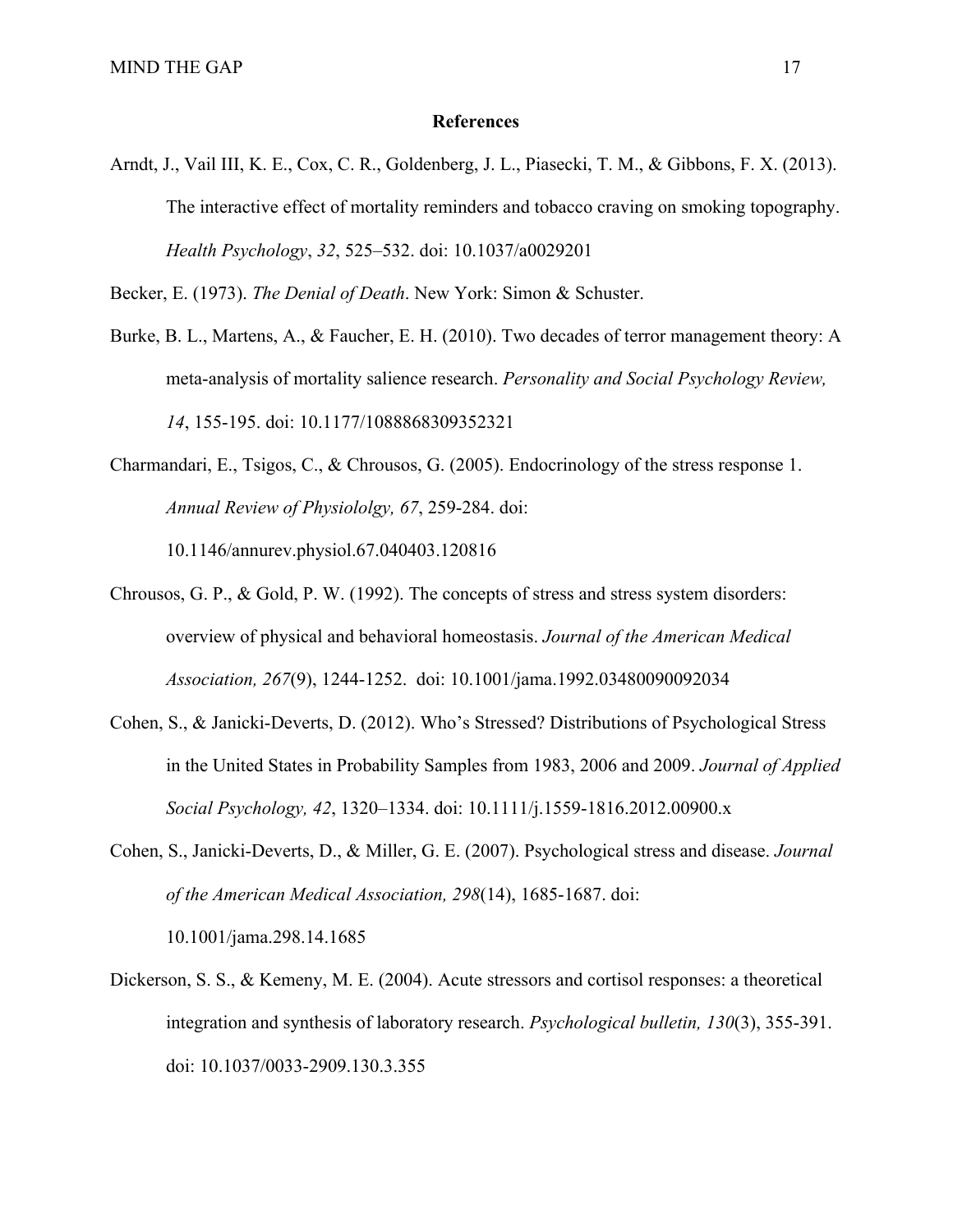**References**

Arndt, J., Vail III, K. E., Cox, C. R., Goldenberg, J. L., Piasecki, T. M., & Gibbons, F. X. (2013). The interactive effect of mortality reminders and tobacco craving on smoking topography. *Health Psychology*, *32*, 525–532. doi: 10.1037/a0029201

Becker, E. (1973). *The Denial of Death*. New York: Simon & Schuster.

Burke, B. L., Martens, A., & Faucher, E. H. (2010). Two decades of terror management theory: A meta-analysis of mortality salience research. *Personality and Social Psychology Review, 14*, 155-195. doi: 10.1177/1088868309352321

Charmandari, E., Tsigos, C., & Chrousos, G. (2005). Endocrinology of the stress response 1. *Annual Review of Physiololgy, 67*, 259-284. doi: 10.1146/annurev.physiol.67.040403.120816

Chrousos, G. P., & Gold, P. W. (1992). The concepts of stress and stress system disorders: overview of physical and behavioral homeostasis. *Journal of the American Medical Association, 267*(9), 1244-1252. doi: 10.1001/jama.1992.03480090092034

Cohen, S., & Janicki-Deverts, D. (2012). Who's Stressed? Distributions of Psychological Stress in the United States in Probability Samples from 1983, 2006 and 2009. *Journal of Applied Social Psychology, 42*, 1320–1334. doi: 10.1111/j.1559-1816.2012.00900.x

Cohen, S., Janicki-Deverts, D., & Miller, G. E. (2007). Psychological stress and disease. *Journal of the American Medical Association, 298*(14), 1685-1687. doi: 10.1001/jama.298.14.1685

Dickerson, S. S., & Kemeny, M. E. (2004). Acute stressors and cortisol responses: a theoretical integration and synthesis of laboratory research. *Psychological bulletin, 130*(3), 355-391. doi: 10.1037/0033-2909.130.3.355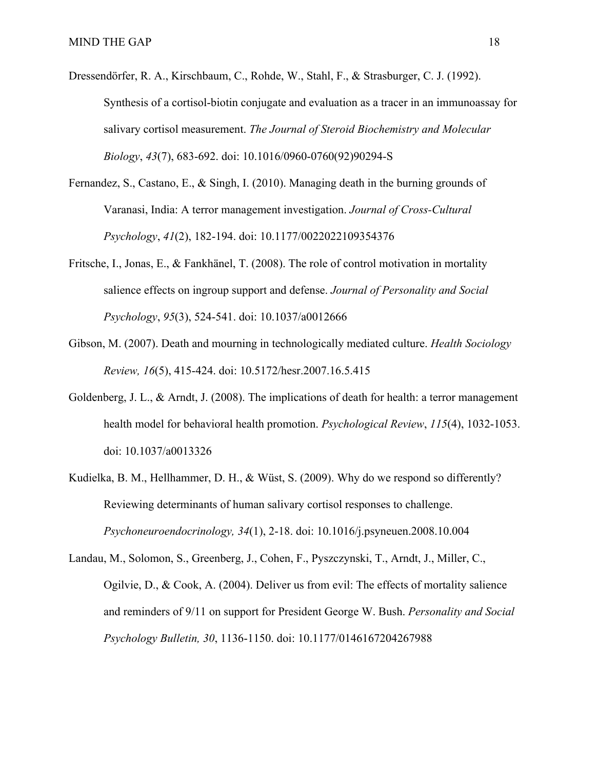Dressendörfer, R. A., Kirschbaum, C., Rohde, W., Stahl, F., & Strasburger, C. J. (1992). Synthesis of a cortisol-biotin conjugate and evaluation as a tracer in an immunoassay for salivary cortisol measurement. *The Journal of Steroid Biochemistry and Molecular Biology*, *43*(7), 683-692. doi: 10.1016/0960-0760(92)90294-S

Fernandez, S., Castano, E., & Singh, I. (2010). Managing death in the burning grounds of Varanasi, India: A terror management investigation. *Journal of Cross-Cultural Psychology*, *41*(2), 182-194. doi: 10.1177/0022022109354376

Fritsche, I., Jonas, E., & Fankhänel, T. (2008). The role of control motivation in mortality salience effects on ingroup support and defense. *Journal of Personality and Social Psychology*, *95*(3), 524-541. doi: 10.1037/a0012666

Gibson, M. (2007). Death and mourning in technologically mediated culture. *Health Sociology Review, 16*(5), 415-424. doi: 10.5172/hesr.2007.16.5.415

Goldenberg, J. L., & Arndt, J. (2008). The implications of death for health: a terror management health model for behavioral health promotion. *Psychological Review*, *115*(4), 1032-1053. doi: 10.1037/a0013326

Kudielka, B. M., Hellhammer, D. H., & Wüst, S. (2009). Why do we respond so differently? Reviewing determinants of human salivary cortisol responses to challenge. *Psychoneuroendocrinology, 34*(1), 2-18. doi: 10.1016/j.psyneuen.2008.10.004

Landau, M., Solomon, S., Greenberg, J., Cohen, F., Pyszczynski, T., Arndt, J., Miller, C., Ogilvie, D., & Cook, A. (2004). Deliver us from evil: The effects of mortality salience and reminders of 9/11 on support for President George W. Bush. *Personality and Social Psychology Bulletin, 30*, 1136-1150. doi: 10.1177/0146167204267988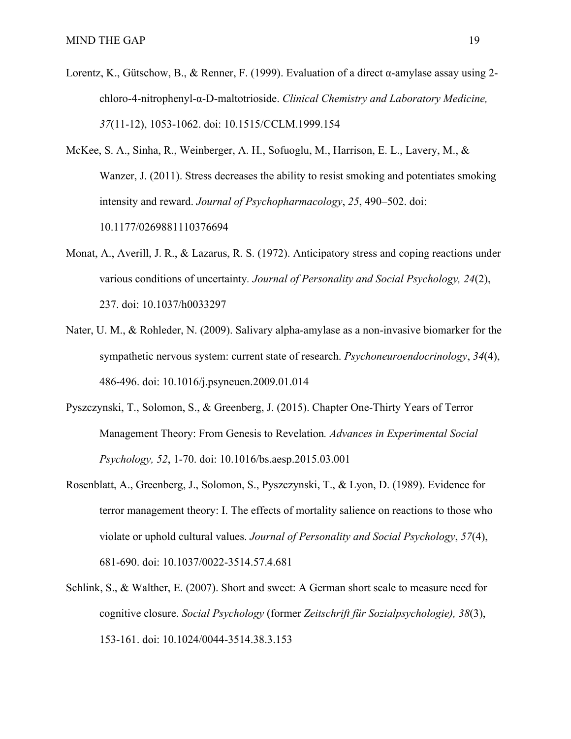Lorentz, K., Gütschow, B., & Renner, F. (1999). Evaluation of a direct α-amylase assay using 2-chloro-4-nitrophenyl-α-D-maltotrioside. *Clinical Chemistry and Laboratory Medicine, 37*(11-12), 1053-1062. doi: 10.1515/CCLM.1999.154

McKee, S. A., Sinha, R., Weinberger, A. H., Sofuoglu, M., Harrison, E. L., Lavery, M., & Wanzer, J. (2011). Stress decreases the ability to resist smoking and potentiates smoking intensity and reward. *Journal of Psychopharmacology*, *25*, 490–502. doi: 10.1177/0269881110376694

Monat, A., Averill, J. R., & Lazarus, R. S. (1972). Anticipatory stress and coping reactions under various conditions of uncertainty. *Journal of Personality and Social Psychology, 24*(2), 237. doi: 10.1037/h0033297

Nater, U. M., & Rohleder, N. (2009). Salivary alpha-amylase as a non-invasive biomarker for the sympathetic nervous system: current state of research. *Psychoneuroendocrinology*, *34*(4), 486-496. doi: 10.1016/j.psyneuen.2009.01.014

Pyszczynski, T., Solomon, S., & Greenberg, J. (2015). Chapter One-Thirty Years of Terror Management Theory: From Genesis to Revelation*. Advances in Experimental Social Psychology, 52*, 1-70. doi: 10.1016/bs.aesp.2015.03.001

Rosenblatt, A., Greenberg, J., Solomon, S., Pyszczynski, T., & Lyon, D. (1989). Evidence for terror management theory: I. The effects of mortality salience on reactions to those who violate or uphold cultural values. *Journal of Personality and Social Psychology*, *57*(4), 681-690. doi: 10.1037/0022-3514.57.4.681

Schlink, S., & Walther, E. (2007). Short and sweet: A German short scale to measure need for cognitive closure. *Social Psychology* (former *Zeitschrift für Sozialpsychologie), 38*(3), 153-161. doi: 10.1024/0044-3514.38.3.153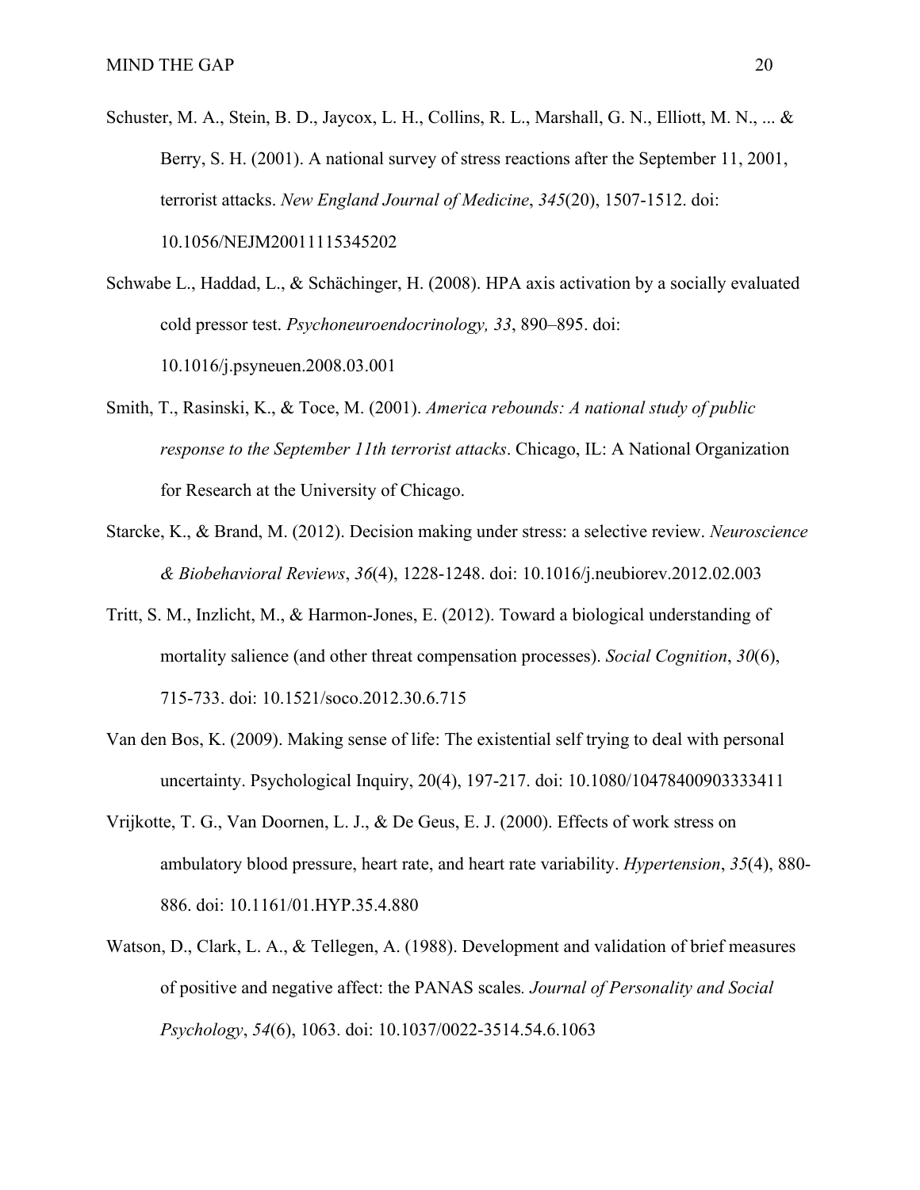Schuster, M. A., Stein, B. D., Jaycox, L. H., Collins, R. L., Marshall, G. N., Elliott, M. N., ... & Berry, S. H. (2001). A national survey of stress reactions after the September 11, 2001, terrorist attacks. *New England Journal of Medicine*, *345*(20), 1507-1512. doi: 10.1056/NEJM200111153452​02

Schwabe L., Haddad, L., & Schächinger, H. (2008). HPA axis activation by a socially evaluated cold pressor test. *Psychoneuroendocrinology, 33*, 890–895. doi: 10.1016/j.psyneuen.2008.03.001

Smith, T., Rasinski, K., & Toce, M. (2001). *America rebounds: A national study of public response to the September 11th terrorist attacks*. Chicago, IL: A National Organization for Research at the University of Chicago.

Starcke, K., & Brand, M. (2012). Decision making under stress: a selective review. *Neuroscience & Biobehavioral Reviews*, *36*(4), 1228-1248. doi: 10.1016/j.neubiorev.2012.02.003

Tritt, S. M., Inzlicht, M., & Harmon-Jones, E. (2012). Toward a biological understanding of mortality salience (and other threat compensation processes). *Social Cognition*, *30*(6), 715-733. doi: 10.1521/soco.2012.30.6.715

Van den Bos, K. (2009). Making sense of life: The existential self trying to deal with personal uncertainty. Psychological Inquiry, 20(4), 197-217. doi: 10.1080/10478400903333411

Vrijkotte, T. G., Van Doornen, L. J., & De Geus, E. J. (2000). Effects of work stress on ambulatory blood pressure, heart rate, and heart rate variability. *Hypertension*, *35*(4), 880-886. doi: 10.1161/01.HYP.35.4.880

Watson, D., Clark, L. A., & Tellegen, A. (1988). Development and validation of brief measures of positive and negative affect: the PANAS scales*. Journal of Personality and Social Psychology*, *54*(6), 1063. doi: 10.1037/0022-3514.54.6.1063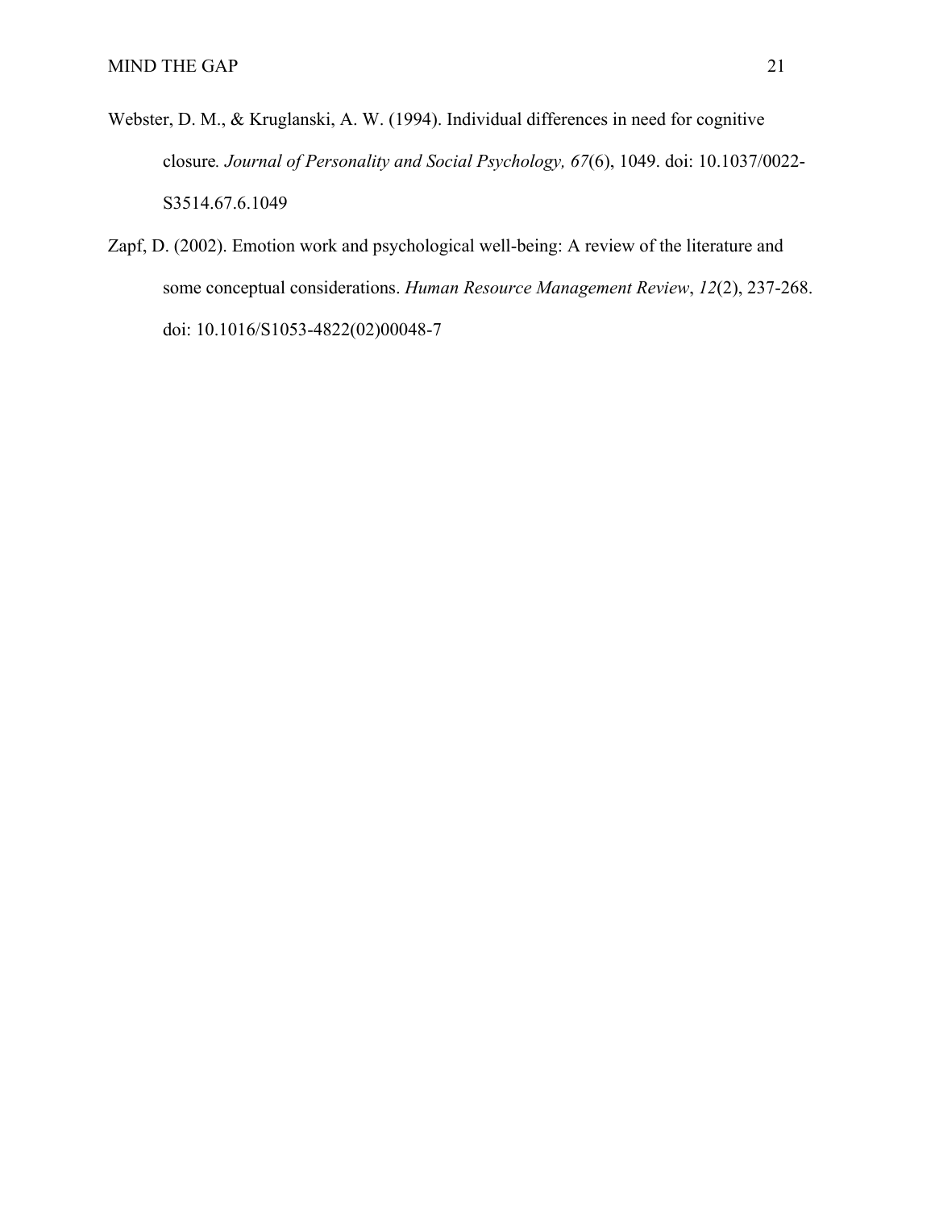Webster, D. M., & Kruglanski, A. W. (1994). Individual differences in need for cognitive closure. *Journal of Personality and Social Psychology, 67*(6), 1049. doi: 10.1037/0022-S3514.67.6.1049

Zapf, D. (2002). Emotion work and psychological well-being: A review of the literature and some conceptual considerations. *Human Resource Management Review*, *12*(2), 237-268. doi: 10.1016/S1053-4822(02)00048-7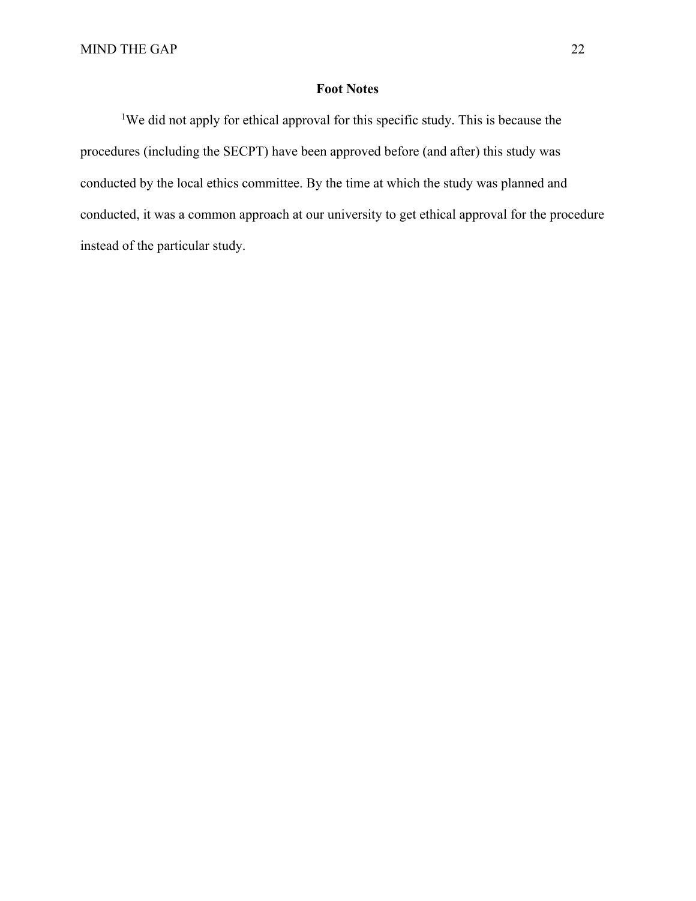## Foot Notes

[1]We did not apply for ethical approval for this specific study. This is because the procedures (including the SECPT) have been approved before (and after) this study was conducted by the local ethics committee. By the time at which the study was planned and conducted, it was a common approach at our university to get ethical approval for the procedure instead of the particular study.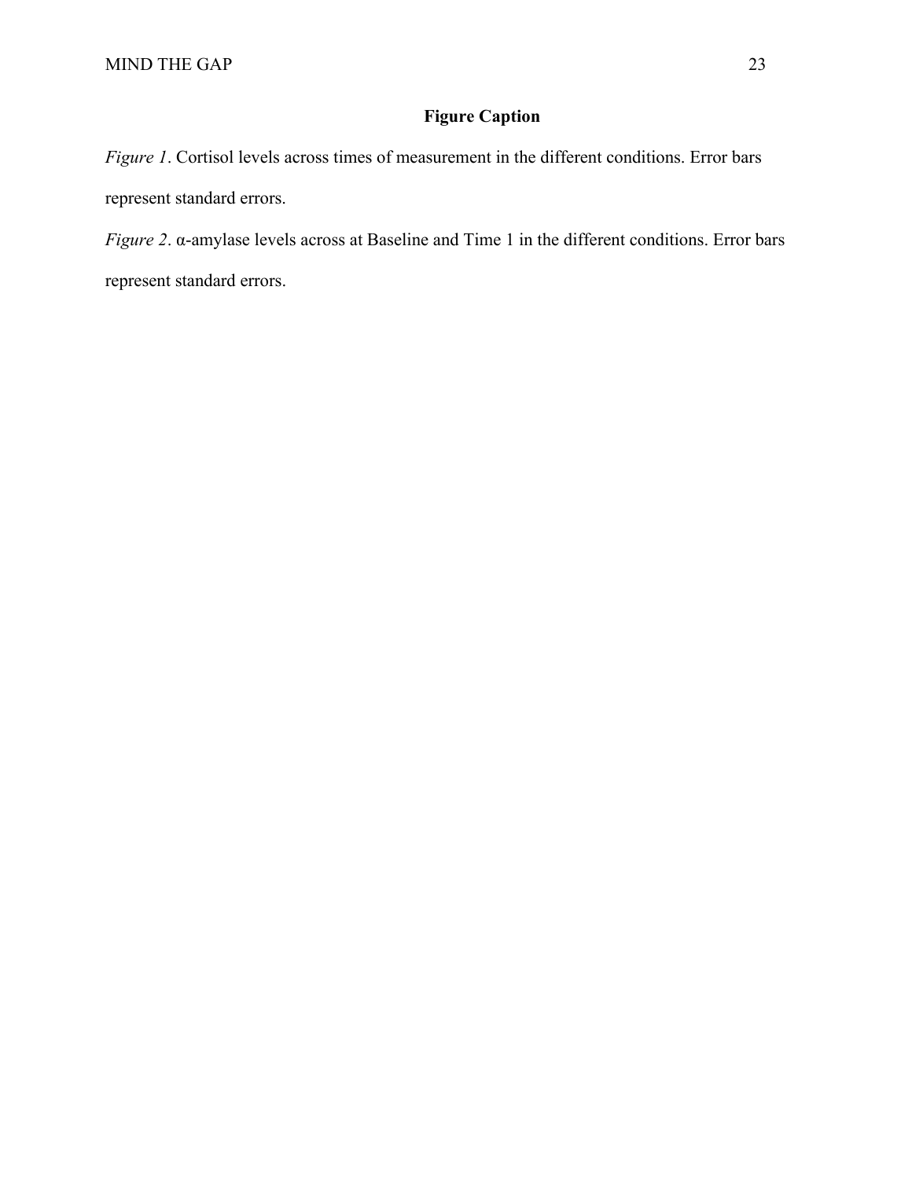## Figure Caption

*Figure 1*. Cortisol levels across times of measurement in the different conditions. Error bars represent standard errors.

*Figure 2*. α-amylase levels across at Baseline and Time 1 in the different conditions. Error bars represent standard errors.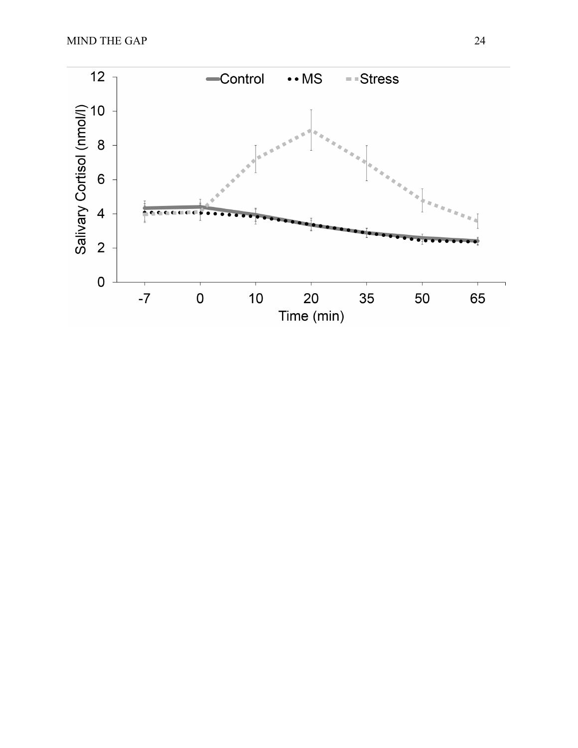Control MS Stress

Salivary Cortisol (nmol/l)

12
10
8
6
4
2
0

-7 0 10 20 35 50 65

Time (min)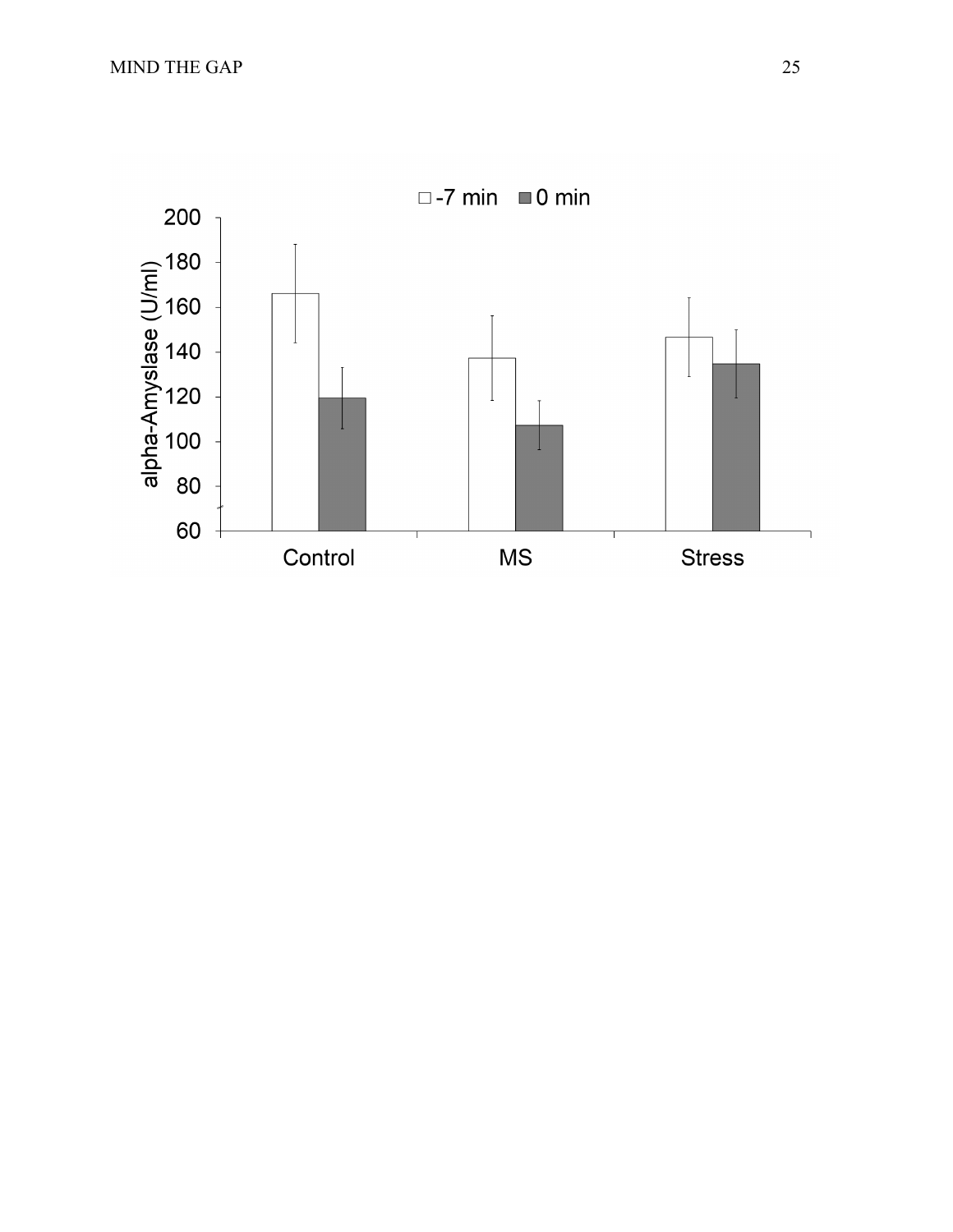□ -7 min ■ 0 min

alpha-Amyslase (U/ml)

200
180
160
140
120
100
80
60

Control MS Stress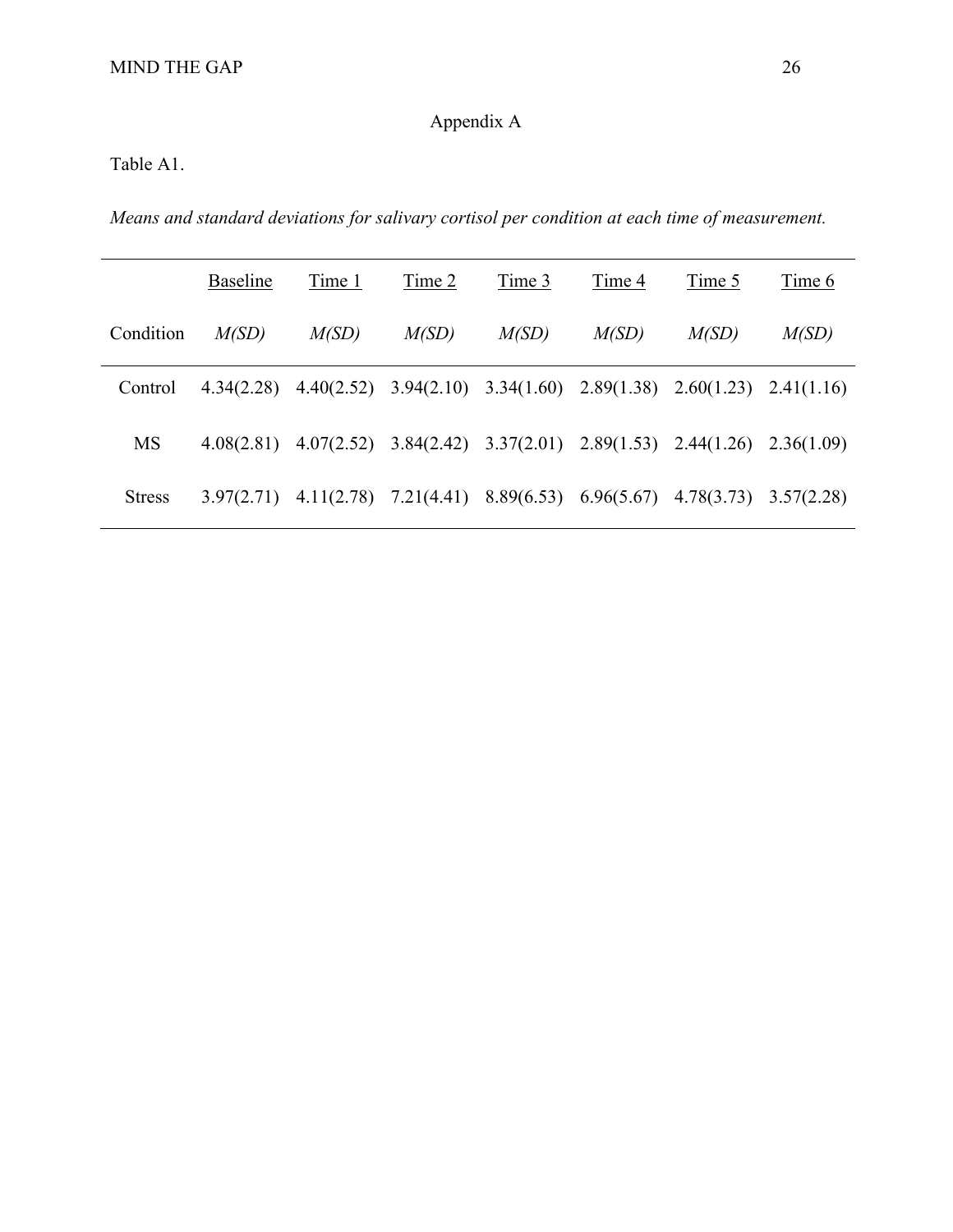# Appendix A

Table A1.

*Means and standard deviations for salivary cortisol per condition at each time of measurement.*

| | Baseline | Time 1 | Time 2 | Time 3 | Time 4 | Time 5 | Time 6 |
|---|---|---|---|---|---|---|---|
| Condition | *M(SD)* | *M(SD)* | *M(SD)* | *M(SD)* | *M(SD)* | *M(SD)* | *M(SD)* |
| Control | 4.34(2.28) | 4.40(2.52) | 3.94(2.10) | 3.34(1.60) | 2.89(1.38) | 2.60(1.23) | 2.41(1.16) |
| MS | 4.08(2.81) | 4.07(2.52) | 3.84(2.42) | 3.37(2.01) | 2.89(1.53) | 2.44(1.26) | 2.36(1.09) |
| Stress | 3.97(2.71) | 4.11(2.78) | 7.21(4.41) | 8.89(6.53) | 6.96(5.67) | 4.78(3.73) | 3.57(2.28) |